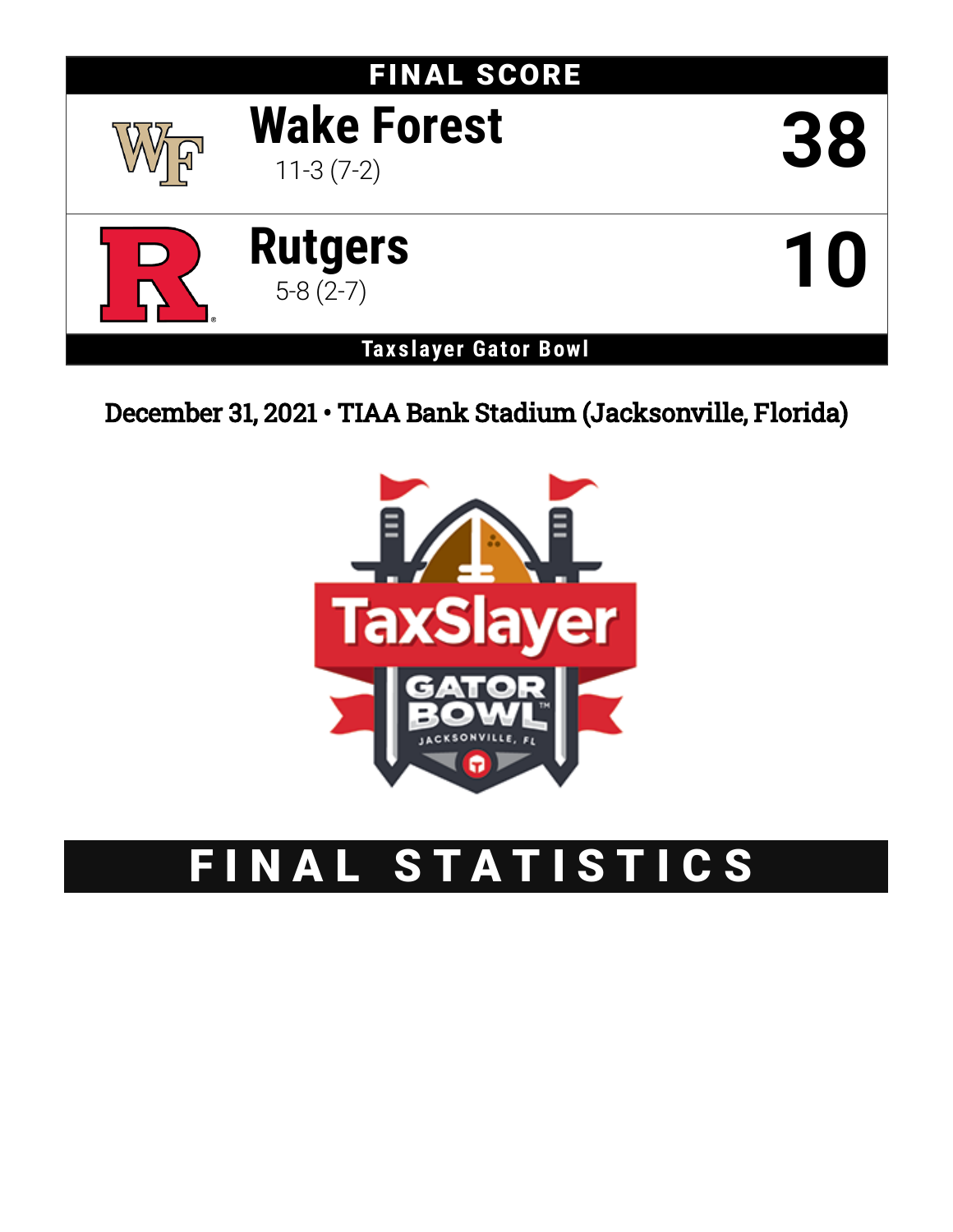## FINAL SCORE

| Team | Record | Score |
|---|---|---|
| Wake Forest | 11-3 (7-2) | 38 |
| Rutgers | 5-8 (2-7) | 10 |

**Taxslayer Gator Bowl**

December 31, 2021 • TIAA Bank Stadium (Jacksonville, Florida)

# FINAL STATISTICS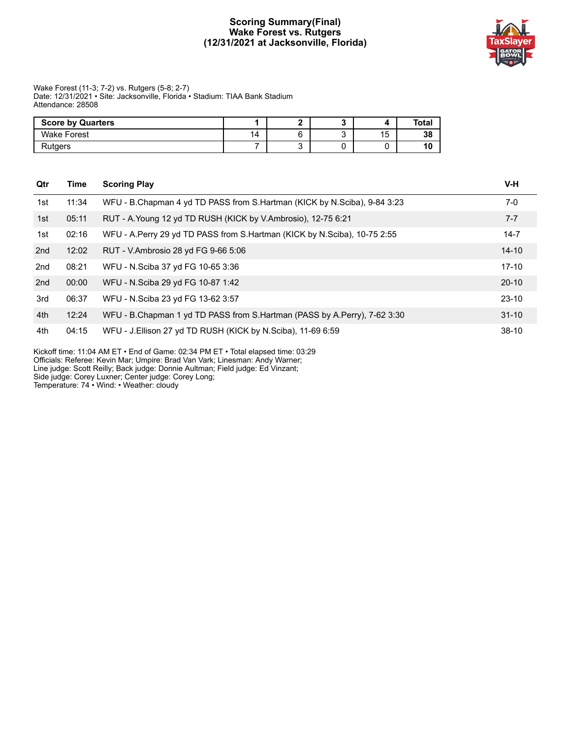# Scoring Summary(Final)
## Wake Forest vs. Rutgers
## (12/31/2021 at Jacksonville, Florida)

Wake Forest (11-3; 7-2) vs. Rutgers (5-8; 2-7)
Date: 12/31/2021 • Site: Jacksonville, Florida • Stadium: TIAA Bank Stadium
Attendance: 28508

| Score by Quarters | 1 | 2 | 3 | 4 | Total |
|---|---|---|---|---|---|
| Wake Forest | 14 | 6 | 3 | 15 | **38** |
| Rutgers | 7 | 3 | 0 | 0 | **10** |

| Qtr | Time | Scoring Play | V-H |
|---|---|---|---|
| 1st | 11:34 | WFU - B.Chapman 4 yd TD PASS from S.Hartman (KICK by N.Sciba), 9-84 3:23 | 7-0 |
| 1st | 05:11 | RUT - A.Young 12 yd TD RUSH (KICK by V.Ambrosio), 12-75 6:21 | 7-7 |
| 1st | 02:16 | WFU - A.Perry 29 yd TD PASS from S.Hartman (KICK by N.Sciba), 10-75 2:55 | 14-7 |
| 2nd | 12:02 | RUT - V.Ambrosio 28 yd FG 9-66 5:06 | 14-10 |
| 2nd | 08:21 | WFU - N.Sciba 37 yd FG 10-65 3:36 | 17-10 |
| 2nd | 00:00 | WFU - N.Sciba 29 yd FG 10-87 1:42 | 20-10 |
| 3rd | 06:37 | WFU - N.Sciba 23 yd FG 13-62 3:57 | 23-10 |
| 4th | 12:24 | WFU - B.Chapman 1 yd TD PASS from S.Hartman (PASS by A.Perry), 7-62 3:30 | 31-10 |
| 4th | 04:15 | WFU - J.Ellison 27 yd TD RUSH (KICK by N.Sciba), 11-69 6:59 | 38-10 |

Kickoff time: 11:04 AM ET • End of Game: 02:34 PM ET • Total elapsed time: 03:29
Officials: Referee: Kevin Mar; Umpire: Brad Van Vark; Linesman: Andy Warner;
Line judge: Scott Reilly; Back judge: Donnie Aultman; Field judge: Ed Vinzant;
Side judge: Corey Luxner; Center judge: Corey Long;
Temperature: 74 • Wind: • Weather: cloudy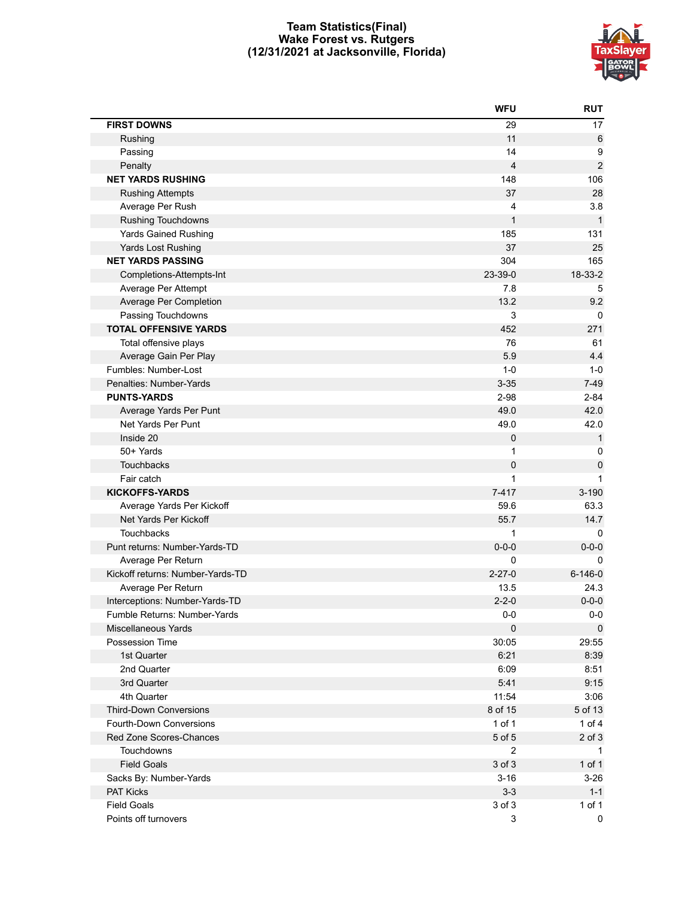# Team Statistics(Final)
## Wake Forest vs. Rutgers
### (12/31/2021 at Jacksonville, Florida)

| | WFU | RUT |
|---|---|---|
| **FIRST DOWNS** | 29 | 17 |
| Rushing | 11 | 6 |
| Passing | 14 | 9 |
| Penalty | 4 | 2 |
| **NET YARDS RUSHING** | 148 | 106 |
| Rushing Attempts | 37 | 28 |
| Average Per Rush | 4 | 3.8 |
| Rushing Touchdowns | 1 | 1 |
| Yards Gained Rushing | 185 | 131 |
| Yards Lost Rushing | 37 | 25 |
| **NET YARDS PASSING** | 304 | 165 |
| Completions-Attempts-Int | 23-39-0 | 18-33-2 |
| Average Per Attempt | 7.8 | 5 |
| Average Per Completion | 13.2 | 9.2 |
| Passing Touchdowns | 3 | 0 |
| **TOTAL OFFENSIVE YARDS** | 452 | 271 |
| Total offensive plays | 76 | 61 |
| Average Gain Per Play | 5.9 | 4.4 |
| Fumbles: Number-Lost | 1-0 | 1-0 |
| Penalties: Number-Yards | 3-35 | 7-49 |
| **PUNTS-YARDS** | 2-98 | 2-84 |
| Average Yards Per Punt | 49.0 | 42.0 |
| Net Yards Per Punt | 49.0 | 42.0 |
| Inside 20 | 0 | 1 |
| 50+ Yards | 1 | 0 |
| Touchbacks | 0 | 0 |
| Fair catch | 1 | 1 |
| **KICKOFFS-YARDS** | 7-417 | 3-190 |
| Average Yards Per Kickoff | 59.6 | 63.3 |
| Net Yards Per Kickoff | 55.7 | 14.7 |
| Touchbacks | 1 | 0 |
| Punt returns: Number-Yards-TD | 0-0-0 | 0-0-0 |
| Average Per Return | 0 | 0 |
| Kickoff returns: Number-Yards-TD | 2-27-0 | 6-146-0 |
| Average Per Return | 13.5 | 24.3 |
| Interceptions: Number-Yards-TD | 2-2-0 | 0-0-0 |
| Fumble Returns: Number-Yards | 0-0 | 0-0 |
| Miscellaneous Yards | 0 | 0 |
| Possession Time | 30:05 | 29:55 |
| 1st Quarter | 6:21 | 8:39 |
| 2nd Quarter | 6:09 | 8:51 |
| 3rd Quarter | 5:41 | 9:15 |
| 4th Quarter | 11:54 | 3:06 |
| Third-Down Conversions | 8 of 15 | 5 of 13 |
| Fourth-Down Conversions | 1 of 1 | 1 of 4 |
| Red Zone Scores-Chances | 5 of 5 | 2 of 3 |
| Touchdowns | 2 | 1 |
| Field Goals | 3 of 3 | 1 of 1 |
| Sacks By: Number-Yards | 3-16 | 3-26 |
| PAT Kicks | 3-3 | 1-1 |
| Field Goals | 3 of 3 | 1 of 1 |
| Points off turnovers | 3 | 0 |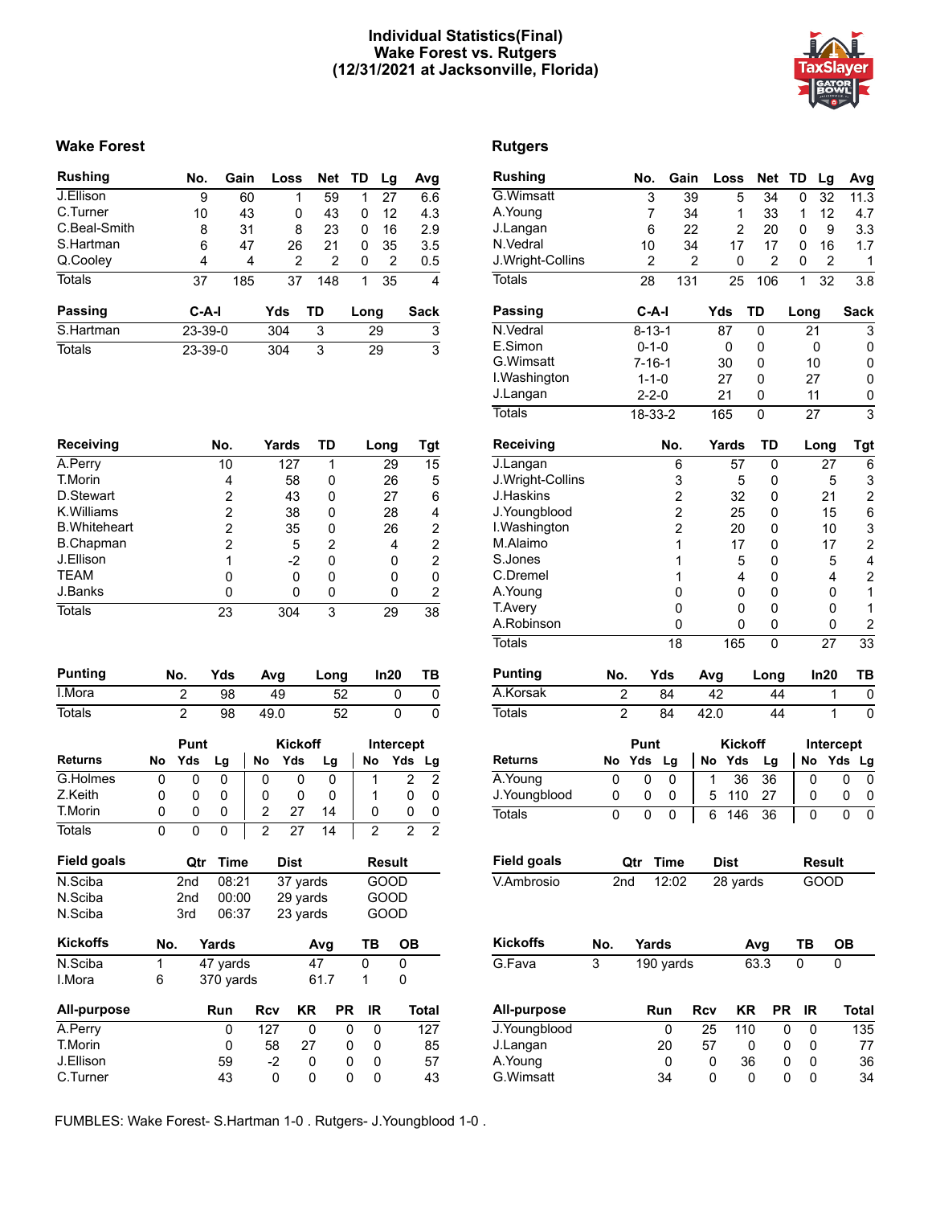# Individual Statistics(Final)
## Wake Forest vs. Rutgers
## (12/31/2021 at Jacksonville, Florida)

## Wake Forest

| Rushing | No. | Gain | Loss | Net | TD | Lg | Avg |
|---|---|---|---|---|---|---|---|
| J.Ellison | 9 | 60 | 1 | 59 | 1 | 27 | 6.6 |
| C.Turner | 10 | 43 | 0 | 43 | 0 | 12 | 4.3 |
| C.Beal-Smith | 8 | 31 | 8 | 23 | 0 | 16 | 2.9 |
| S.Hartman | 6 | 47 | 26 | 21 | 0 | 35 | 3.5 |
| Q.Cooley | 4 | 4 | 2 | 2 | 0 | 2 | 0.5 |
| Totals | 37 | 185 | 37 | 148 | 1 | 35 | 4 |

| Passing | C-A-I | Yds | TD | Long | Sack |
|---|---|---|---|---|---|
| S.Hartman | 23-39-0 | 304 | 3 | 29 | 3 |
| Totals | 23-39-0 | 304 | 3 | 29 | 3 |

| Receiving | No. | Yards | TD | Long | Tgt |
|---|---|---|---|---|---|
| A.Perry | 10 | 127 | 1 | 29 | 15 |
| T.Morin | 4 | 58 | 0 | 26 | 5 |
| D.Stewart | 2 | 43 | 0 | 27 | 6 |
| K.Williams | 2 | 38 | 0 | 28 | 4 |
| B.Whiteheart | 2 | 35 | 0 | 26 | 2 |
| B.Chapman | 2 | 5 | 2 | 4 | 2 |
| J.Ellison | 1 | -2 | 0 | 0 | 2 |
| TEAM | 0 | 0 | 0 | 0 | 0 |
| J.Banks | 0 | 0 | 0 | 0 | 2 |
| Totals | 23 | 304 | 3 | 29 | 38 |

| Punting | No. | Yds | Avg | Long | In20 | TB |
|---|---|---|---|---|---|---|
| I.Mora | 2 | 98 | 49 | 52 | 0 | 0 |
| Totals | 2 | 98 | 49.0 | 52 | 0 | 0 |

| | Punt | | | Kickoff | | | Intercept | | |
|---|---|---|---|---|---|---|---|---|---|
| Returns | No | Yds | Lg | No | Yds | Lg | No | Yds | Lg |
| G.Holmes | 0 | 0 | 0 | 0 | 0 | 0 | 1 | 2 | 2 |
| Z.Keith | 0 | 0 | 0 | 0 | 0 | 0 | 1 | 0 | 0 |
| T.Morin | 0 | 0 | 0 | 2 | 27 | 14 | 0 | 0 | 0 |
| Totals | 0 | 0 | 0 | 2 | 27 | 14 | 2 | 2 | 2 |

| Field goals | Qtr | Time | Dist | Result |
|---|---|---|---|---|
| N.Sciba | 2nd | 08:21 | 37 yards | GOOD |
| N.Sciba | 2nd | 00:00 | 29 yards | GOOD |
| N.Sciba | 3rd | 06:37 | 23 yards | GOOD |

| Kickoffs | No. | Yards | Avg | TB | OB |
|---|---|---|---|---|---|
| N.Sciba | 1 | 47 yards | 47 | 0 | 0 |
| I.Mora | 6 | 370 yards | 61.7 | 1 | 0 |

| All-purpose | Run | Rcv | KR | PR | IR | Total |
|---|---|---|---|---|---|---|
| A.Perry | 0 | 127 | 0 | 0 | 0 | 127 |
| T.Morin | 0 | 58 | 27 | 0 | 0 | 85 |
| J.Ellison | 59 | -2 | 0 | 0 | 0 | 57 |
| C.Turner | 43 | 0 | 0 | 0 | 0 | 43 |

## Rutgers

| Rushing | No. | Gain | Loss | Net | TD | Lg | Avg |
|---|---|---|---|---|---|---|---|
| G.Wimsatt | 3 | 39 | 5 | 34 | 0 | 32 | 11.3 |
| A.Young | 7 | 34 | 1 | 33 | 1 | 12 | 4.7 |
| J.Langan | 6 | 22 | 2 | 20 | 0 | 9 | 3.3 |
| N.Vedral | 10 | 34 | 17 | 17 | 0 | 16 | 1.7 |
| J.Wright-Collins | 2 | 2 | 0 | 2 | 0 | 2 | 1 |
| Totals | 28 | 131 | 25 | 106 | 1 | 32 | 3.8 |

| Passing | C-A-I | Yds | TD | Long | Sack |
|---|---|---|---|---|---|
| N.Vedral | 8-13-1 | 87 | 0 | 21 | 3 |
| E.Simon | 0-1-0 | 0 | 0 | 0 | 0 |
| G.Wimsatt | 7-16-1 | 30 | 0 | 10 | 0 |
| I.Washington | 1-1-0 | 27 | 0 | 27 | 0 |
| J.Langan | 2-2-0 | 21 | 0 | 11 | 0 |
| Totals | 18-33-2 | 165 | 0 | 27 | 3 |

| Receiving | No. | Yards | TD | Long | Tgt |
|---|---|---|---|---|---|
| J.Langan | 6 | 57 | 0 | 27 | 6 |
| J.Wright-Collins | 3 | 5 | 0 | 5 | 3 |
| J.Haskins | 2 | 32 | 0 | 21 | 2 |
| J.Youngblood | 2 | 25 | 0 | 15 | 6 |
| I.Washington | 2 | 20 | 0 | 10 | 3 |
| M.Alaimo | 1 | 17 | 0 | 17 | 2 |
| S.Jones | 1 | 5 | 0 | 5 | 4 |
| C.Dremel | 1 | 4 | 0 | 4 | 2 |
| A.Young | 0 | 0 | 0 | 0 | 1 |
| T.Avery | 0 | 0 | 0 | 0 | 1 |
| A.Robinson | 0 | 0 | 0 | 0 | 2 |
| Totals | 18 | 165 | 0 | 27 | 33 |

| Punting | No. | Yds | Avg | Long | In20 | TB |
|---|---|---|---|---|---|---|
| A.Korsak | 2 | 84 | 42 | 44 | 1 | 0 |
| Totals | 2 | 84 | 42.0 | 44 | 1 | 0 |

| | Punt | | | Kickoff | | | Intercept | | |
|---|---|---|---|---|---|---|---|---|---|
| Returns | No | Yds | Lg | No | Yds | Lg | No | Yds | Lg |
| A.Young | 0 | 0 | 0 | 1 | 36 | 36 | 0 | 0 | 0 |
| J.Youngblood | 0 | 0 | 0 | 5 | 110 | 27 | 0 | 0 | 0 |
| Totals | 0 | 0 | 0 | 6 | 146 | 36 | 0 | 0 | 0 |

| Field goals | Qtr | Time | Dist | Result |
|---|---|---|---|---|
| V.Ambrosio | 2nd | 12:02 | 28 yards | GOOD |

| Kickoffs | No. | Yards | Avg | TB | OB |
|---|---|---|---|---|---|
| G.Fava | 3 | 190 yards | 63.3 | 0 | 0 |

| All-purpose | Run | Rcv | KR | PR | IR | Total |
|---|---|---|---|---|---|---|
| J.Youngblood | 0 | 25 | 110 | 0 | 0 | 135 |
| J.Langan | 20 | 57 | 0 | 0 | 0 | 77 |
| A.Young | 0 | 0 | 36 | 0 | 0 | 36 |
| G.Wimsatt | 34 | 0 | 0 | 0 | 0 | 34 |

FUMBLES: Wake Forest- S.Hartman 1-0 . Rutgers- J.Youngblood 1-0 .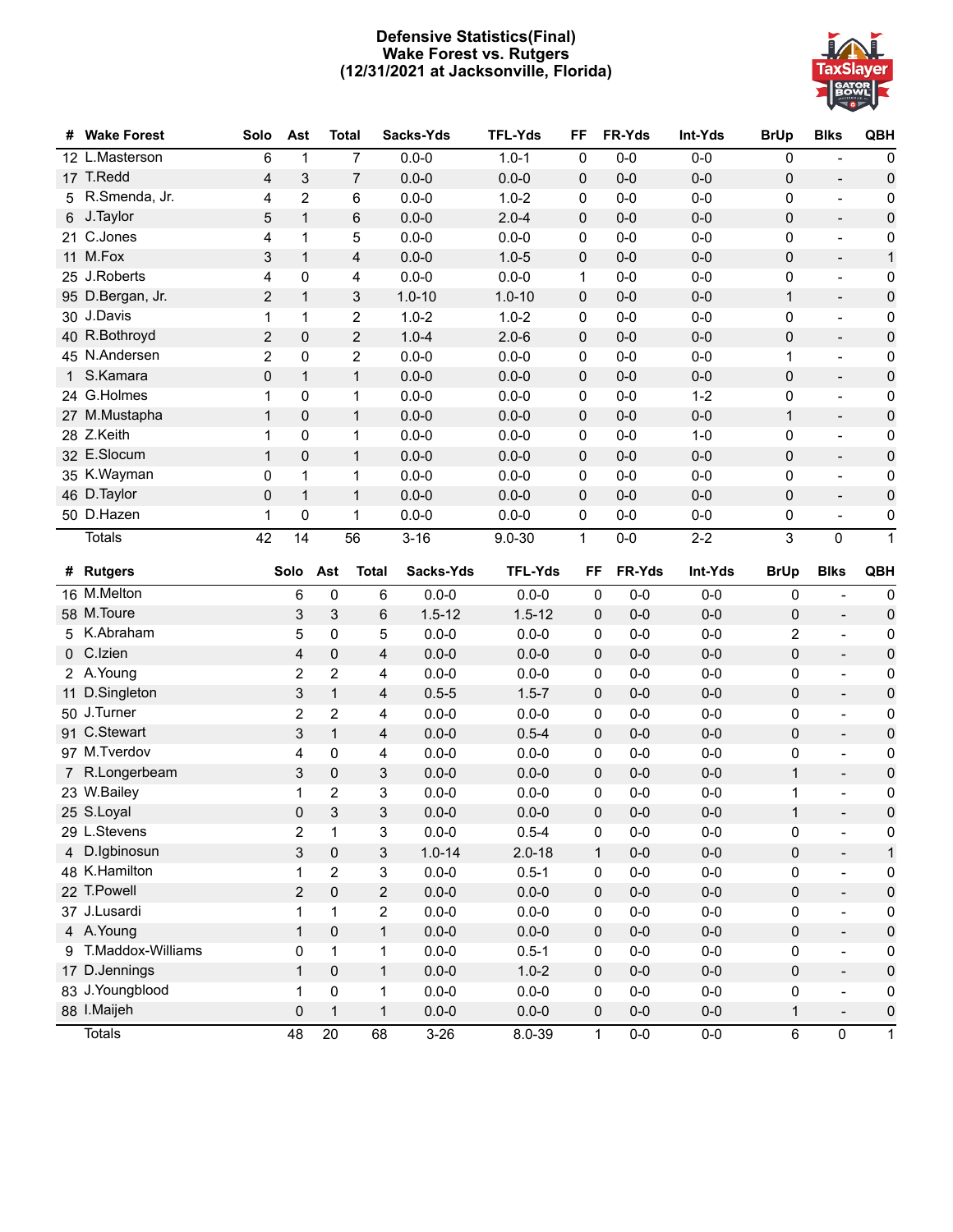# Defensive Statistics(Final)
## Wake Forest vs. Rutgers
## (12/31/2021 at Jacksonville, Florida)

| # | Wake Forest | Solo | Ast | Total | Sacks-Yds | TFL-Yds | FF | FR-Yds | Int-Yds | BrUp | Blks | QBH |
|---|---|---|---|---|---|---|---|---|---|---|---|---|
| 12 | L.Masterson | 6 | 1 | 7 | 0.0-0 | 1.0-1 | 0 | 0-0 | 0-0 | 0 | - | 0 |
| 17 | T.Redd | 4 | 3 | 7 | 0.0-0 | 0.0-0 | 0 | 0-0 | 0-0 | 0 | - | 0 |
| 5 | R.Smenda, Jr. | 4 | 2 | 6 | 0.0-0 | 1.0-2 | 0 | 0-0 | 0-0 | 0 | - | 0 |
| 6 | J.Taylor | 5 | 1 | 6 | 0.0-0 | 2.0-4 | 0 | 0-0 | 0-0 | 0 | - | 0 |
| 21 | C.Jones | 4 | 1 | 5 | 0.0-0 | 0.0-0 | 0 | 0-0 | 0-0 | 0 | - | 0 |
| 11 | M.Fox | 3 | 1 | 4 | 0.0-0 | 1.0-5 | 0 | 0-0 | 0-0 | 0 | - | 1 |
| 25 | J.Roberts | 4 | 0 | 4 | 0.0-0 | 0.0-0 | 1 | 0-0 | 0-0 | 0 | - | 0 |
| 95 | D.Bergan, Jr. | 2 | 1 | 3 | 1.0-10 | 1.0-10 | 0 | 0-0 | 0-0 | 1 | - | 0 |
| 30 | J.Davis | 1 | 1 | 2 | 1.0-2 | 1.0-2 | 0 | 0-0 | 0-0 | 0 | - | 0 |
| 40 | R.Bothroyd | 2 | 0 | 2 | 1.0-4 | 2.0-6 | 0 | 0-0 | 0-0 | 0 | - | 0 |
| 45 | N.Andersen | 2 | 0 | 2 | 0.0-0 | 0.0-0 | 0 | 0-0 | 0-0 | 1 | - | 0 |
| 1 | S.Kamara | 0 | 1 | 1 | 0.0-0 | 0.0-0 | 0 | 0-0 | 0-0 | 0 | - | 0 |
| 24 | G.Holmes | 1 | 0 | 1 | 0.0-0 | 0.0-0 | 0 | 0-0 | 1-2 | 0 | - | 0 |
| 27 | M.Mustapha | 1 | 0 | 1 | 0.0-0 | 0.0-0 | 0 | 0-0 | 0-0 | 1 | - | 0 |
| 28 | Z.Keith | 1 | 0 | 1 | 0.0-0 | 0.0-0 | 0 | 0-0 | 1-0 | 0 | - | 0 |
| 32 | E.Slocum | 1 | 0 | 1 | 0.0-0 | 0.0-0 | 0 | 0-0 | 0-0 | 0 | - | 0 |
| 35 | K.Wayman | 0 | 1 | 1 | 0.0-0 | 0.0-0 | 0 | 0-0 | 0-0 | 0 | - | 0 |
| 46 | D.Taylor | 0 | 1 | 1 | 0.0-0 | 0.0-0 | 0 | 0-0 | 0-0 | 0 | - | 0 |
| 50 | D.Hazen | 1 | 0 | 1 | 0.0-0 | 0.0-0 | 0 | 0-0 | 0-0 | 0 | - | 0 |
| | Totals | 42 | 14 | 56 | 3-16 | 9.0-30 | 1 | 0-0 | 2-2 | 3 | 0 | 1 |

| # | Rutgers | Solo | Ast | Total | Sacks-Yds | TFL-Yds | FF | FR-Yds | Int-Yds | BrUp | Blks | QBH |
|---|---|---|---|---|---|---|---|---|---|---|---|---|
| 16 | M.Melton | 6 | 0 | 6 | 0.0-0 | 0.0-0 | 0 | 0-0 | 0-0 | 0 | - | 0 |
| 58 | M.Toure | 3 | 3 | 6 | 1.5-12 | 1.5-12 | 0 | 0-0 | 0-0 | 0 | - | 0 |
| 5 | K.Abraham | 5 | 0 | 5 | 0.0-0 | 0.0-0 | 0 | 0-0 | 0-0 | 2 | - | 0 |
| 0 | C.Izien | 4 | 0 | 4 | 0.0-0 | 0.0-0 | 0 | 0-0 | 0-0 | 0 | - | 0 |
| 2 | A.Young | 2 | 2 | 4 | 0.0-0 | 0.0-0 | 0 | 0-0 | 0-0 | 0 | - | 0 |
| 11 | D.Singleton | 3 | 1 | 4 | 0.5-5 | 1.5-7 | 0 | 0-0 | 0-0 | 0 | - | 0 |
| 50 | J.Turner | 2 | 2 | 4 | 0.0-0 | 0.0-0 | 0 | 0-0 | 0-0 | 0 | - | 0 |
| 91 | C.Stewart | 3 | 1 | 4 | 0.0-0 | 0.5-4 | 0 | 0-0 | 0-0 | 0 | - | 0 |
| 97 | M.Tverdov | 4 | 0 | 4 | 0.0-0 | 0.0-0 | 0 | 0-0 | 0-0 | 0 | - | 0 |
| 7 | R.Longerbeam | 3 | 0 | 3 | 0.0-0 | 0.0-0 | 0 | 0-0 | 0-0 | 1 | - | 0 |
| 23 | W.Bailey | 1 | 2 | 3 | 0.0-0 | 0.0-0 | 0 | 0-0 | 0-0 | 1 | - | 0 |
| 25 | S.Loyal | 0 | 3 | 3 | 0.0-0 | 0.0-0 | 0 | 0-0 | 0-0 | 1 | - | 0 |
| 29 | L.Stevens | 2 | 1 | 3 | 0.0-0 | 0.5-4 | 0 | 0-0 | 0-0 | 0 | - | 0 |
| 4 | D.Igbinosun | 3 | 0 | 3 | 1.0-14 | 2.0-18 | 1 | 0-0 | 0-0 | 0 | - | 1 |
| 48 | K.Hamilton | 1 | 2 | 3 | 0.0-0 | 0.5-1 | 0 | 0-0 | 0-0 | 0 | - | 0 |
| 22 | T.Powell | 2 | 0 | 2 | 0.0-0 | 0.0-0 | 0 | 0-0 | 0-0 | 0 | - | 0 |
| 37 | J.Lusardi | 1 | 1 | 2 | 0.0-0 | 0.0-0 | 0 | 0-0 | 0-0 | 0 | - | 0 |
| 4 | A.Young | 1 | 0 | 1 | 0.0-0 | 0.0-0 | 0 | 0-0 | 0-0 | 0 | - | 0 |
| 9 | T.Maddox-Williams | 0 | 1 | 1 | 0.0-0 | 0.5-1 | 0 | 0-0 | 0-0 | 0 | - | 0 |
| 17 | D.Jennings | 1 | 0 | 1 | 0.0-0 | 1.0-2 | 0 | 0-0 | 0-0 | 0 | - | 0 |
| 83 | J.Youngblood | 1 | 0 | 1 | 0.0-0 | 0.0-0 | 0 | 0-0 | 0-0 | 0 | - | 0 |
| 88 | I.Maijeh | 0 | 1 | 1 | 0.0-0 | 0.0-0 | 0 | 0-0 | 0-0 | 1 | - | 0 |
| | Totals | 48 | 20 | 68 | 3-26 | 8.0-39 | 1 | 0-0 | 0-0 | 6 | 0 | 1 |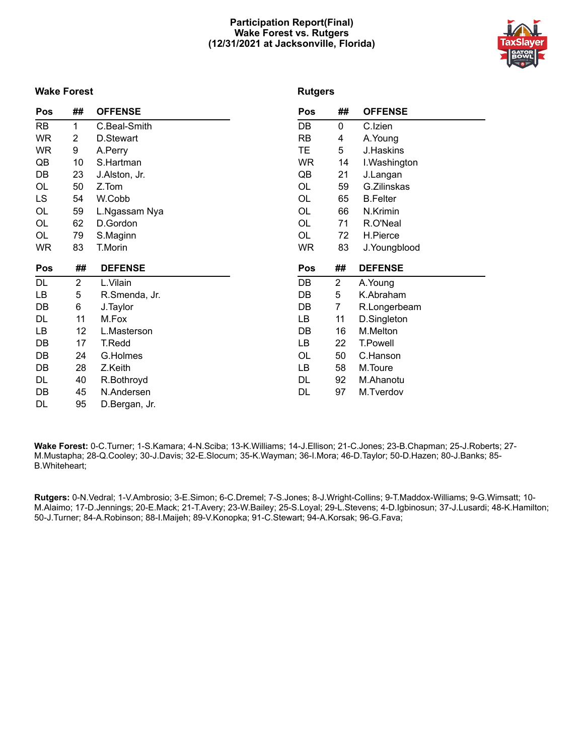# Participation Report(Final)
## Wake Forest vs. Rutgers
## (12/31/2021 at Jacksonville, Florida)

### Wake Forest

| Pos | ## | OFFENSE |
|---|---|---|
| RB | 1 | C.Beal-Smith |
| WR | 2 | D.Stewart |
| WR | 9 | A.Perry |
| QB | 10 | S.Hartman |
| DB | 23 | J.Alston, Jr. |
| OL | 50 | Z.Tom |
| LS | 54 | W.Cobb |
| OL | 59 | L.Ngassam Nya |
| OL | 62 | D.Gordon |
| OL | 79 | S.Maginn |
| WR | 83 | T.Morin |

| Pos | ## | DEFENSE |
|---|---|---|
| DL | 2 | L.Vilain |
| LB | 5 | R.Smenda, Jr. |
| DB | 6 | J.Taylor |
| DL | 11 | M.Fox |
| LB | 12 | L.Masterson |
| DB | 17 | T.Redd |
| DB | 24 | G.Holmes |
| DB | 28 | Z.Keith |
| DL | 40 | R.Bothroyd |
| DB | 45 | N.Andersen |
| DL | 95 | D.Bergan, Jr. |

### Rutgers

| Pos | ## | OFFENSE |
|---|---|---|
| DB | 0 | C.Izien |
| RB | 4 | A.Young |
| TE | 5 | J.Haskins |
| WR | 14 | I.Washington |
| QB | 21 | J.Langan |
| OL | 59 | G.Zilinskas |
| OL | 65 | B.Felter |
| OL | 66 | N.Krimin |
| OL | 71 | R.O'Neal |
| OL | 72 | H.Pierce |
| WR | 83 | J.Youngblood |

| Pos | ## | DEFENSE |
|---|---|---|
| DB | 2 | A.Young |
| DB | 5 | K.Abraham |
| DB | 7 | R.Longerbeam |
| LB | 11 | D.Singleton |
| DB | 16 | M.Melton |
| LB | 22 | T.Powell |
| OL | 50 | C.Hanson |
| LB | 58 | M.Toure |
| DL | 92 | M.Ahanotu |
| DL | 97 | M.Tverdov |

**Wake Forest:** 0-C.Turner; 1-S.Kamara; 4-N.Sciba; 13-K.Williams; 14-J.Ellison; 21-C.Jones; 23-B.Chapman; 25-J.Roberts; 27-M.Mustapha; 28-Q.Cooley; 30-J.Davis; 32-E.Slocum; 35-K.Wayman; 36-I.Mora; 46-D.Taylor; 50-D.Hazen; 80-J.Banks; 85-B.Whiteheart;

**Rutgers:** 0-N.Vedral; 1-V.Ambrosio; 3-E.Simon; 6-C.Dremel; 7-S.Jones; 8-J.Wright-Collins; 9-T.Maddox-Williams; 9-G.Wimsatt; 10-M.Alaimo; 17-D.Jennings; 20-E.Mack; 21-T.Avery; 23-W.Bailey; 25-S.Loyal; 29-L.Stevens; 4-D.Igbinosun; 37-J.Lusardi; 48-K.Hamilton; 50-J.Turner; 84-A.Robinson; 88-I.Maijeh; 89-V.Konopka; 91-C.Stewart; 94-A.Korsak; 96-G.Fava;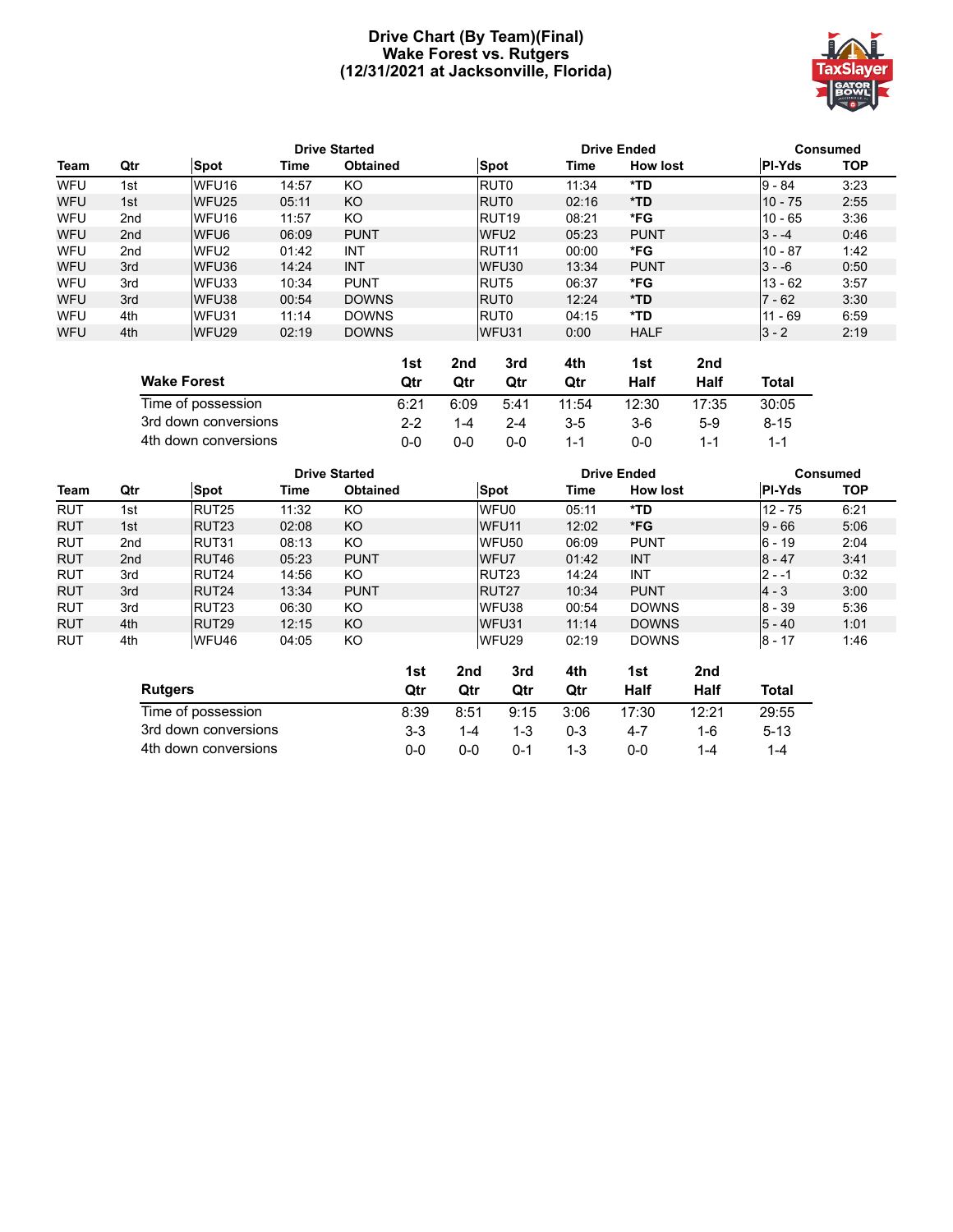# Drive Chart (By Team)(Final)
# Wake Forest vs. Rutgers
# (12/31/2021 at Jacksonville, Florida)

| | | Drive Started | | | Drive Ended | | | Consumed | |
|---|---|---|---|---|---|---|---|---|---|
| **Team** | **Qtr** | **Spot** | **Time** | **Obtained** | **Spot** | **Time** | **How lost** | **Pl-Yds** | **TOP** |
| WFU | 1st | WFU16 | 14:57 | KO | RUT0 | 11:34 | *TD | 9 - 84 | 3:23 |
| WFU | 1st | WFU25 | 05:11 | KO | RUT0 | 02:16 | *TD | 10 - 75 | 2:55 |
| WFU | 2nd | WFU16 | 11:57 | KO | RUT19 | 08:21 | *FG | 10 - 65 | 3:36 |
| WFU | 2nd | WFU6 | 06:09 | PUNT | WFU2 | 05:23 | PUNT | 3 - -4 | 0:46 |
| WFU | 2nd | WFU2 | 01:42 | INT | RUT11 | 00:00 | *FG | 10 - 87 | 1:42 |
| WFU | 3rd | WFU36 | 14:24 | INT | WFU30 | 13:34 | PUNT | 3 - -6 | 0:50 |
| WFU | 3rd | WFU33 | 10:34 | PUNT | RUT5 | 06:37 | *FG | 13 - 62 | 3:57 |
| WFU | 3rd | WFU38 | 00:54 | DOWNS | RUT0 | 12:24 | *TD | 7 - 62 | 3:30 |
| WFU | 4th | WFU31 | 11:14 | DOWNS | RUT0 | 04:15 | *TD | 11 - 69 | 6:59 |
| WFU | 4th | WFU29 | 02:19 | DOWNS | WFU31 | 0:00 | HALF | 3 - 2 | 2:19 |

| Wake Forest | 1st Qtr | 2nd Qtr | 3rd Qtr | 4th Qtr | 1st Half | 2nd Half | Total |
|---|---|---|---|---|---|---|---|
| Time of possession | 6:21 | 6:09 | 5:41 | 11:54 | 12:30 | 17:35 | 30:05 |
| 3rd down conversions | 2-2 | 1-4 | 2-4 | 3-5 | 3-6 | 5-9 | 8-15 |
| 4th down conversions | 0-0 | 0-0 | 0-0 | 1-1 | 0-0 | 1-1 | 1-1 |

| | | Drive Started | | | Drive Ended | | | Consumed | |
|---|---|---|---|---|---|---|---|---|---|
| **Team** | **Qtr** | **Spot** | **Time** | **Obtained** | **Spot** | **Time** | **How lost** | **Pl-Yds** | **TOP** |
| RUT | 1st | RUT25 | 11:32 | KO | WFU0 | 05:11 | *TD | 12 - 75 | 6:21 |
| RUT | 1st | RUT23 | 02:08 | KO | WFU11 | 12:02 | *FG | 9 - 66 | 5:06 |
| RUT | 2nd | RUT31 | 08:13 | KO | WFU50 | 06:09 | PUNT | 6 - 19 | 2:04 |
| RUT | 2nd | RUT46 | 05:23 | PUNT | WFU7 | 01:42 | INT | 8 - 47 | 3:41 |
| RUT | 3rd | RUT24 | 14:56 | KO | RUT23 | 14:24 | INT | 2 - -1 | 0:32 |
| RUT | 3rd | RUT24 | 13:34 | PUNT | RUT27 | 10:34 | PUNT | 4 - 3 | 3:00 |
| RUT | 3rd | RUT23 | 06:30 | KO | WFU38 | 00:54 | DOWNS | 8 - 39 | 5:36 |
| RUT | 4th | RUT29 | 12:15 | KO | WFU31 | 11:14 | DOWNS | 5 - 40 | 1:01 |
| RUT | 4th | WFU46 | 04:05 | KO | WFU29 | 02:19 | DOWNS | 8 - 17 | 1:46 |

| Rutgers | 1st Qtr | 2nd Qtr | 3rd Qtr | 4th Qtr | 1st Half | 2nd Half | Total |
|---|---|---|---|---|---|---|---|
| Time of possession | 8:39 | 8:51 | 9:15 | 3:06 | 17:30 | 12:21 | 29:55 |
| 3rd down conversions | 3-3 | 1-4 | 1-3 | 0-3 | 4-7 | 1-6 | 5-13 |
| 4th down conversions | 0-0 | 0-0 | 0-1 | 1-3 | 0-0 | 1-4 | 1-4 |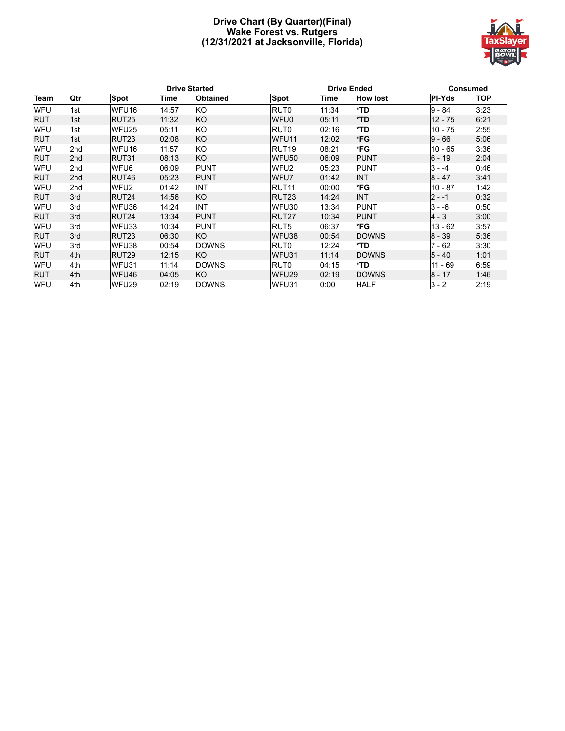# Drive Chart (By Quarter)(Final)
## Wake Forest vs. Rutgers
## (12/31/2021 at Jacksonville, Florida)

| | | Drive Started | | | Drive Ended | | | Consumed | |
|---|---|---|---|---|---|---|---|---|---|
| **Team** | **Qtr** | **Spot** | **Time** | **Obtained** | **Spot** | **Time** | **How lost** | **Pl-Yds** | **TOP** |
| WFU | 1st | WFU16 | 14:57 | KO | RUT0 | 11:34 | *TD | 9 - 84 | 3:23 |
| RUT | 1st | RUT25 | 11:32 | KO | WFU0 | 05:11 | *TD | 12 - 75 | 6:21 |
| WFU | 1st | WFU25 | 05:11 | KO | RUT0 | 02:16 | *TD | 10 - 75 | 2:55 |
| RUT | 1st | RUT23 | 02:08 | KO | WFU11 | 12:02 | *FG | 9 - 66 | 5:06 |
| WFU | 2nd | WFU16 | 11:57 | KO | RUT19 | 08:21 | *FG | 10 - 65 | 3:36 |
| RUT | 2nd | RUT31 | 08:13 | KO | WFU50 | 06:09 | PUNT | 6 - 19 | 2:04 |
| WFU | 2nd | WFU6 | 06:09 | PUNT | WFU2 | 05:23 | PUNT | 3 - -4 | 0:46 |
| RUT | 2nd | RUT46 | 05:23 | PUNT | WFU7 | 01:42 | INT | 8 - 47 | 3:41 |
| WFU | 2nd | WFU2 | 01:42 | INT | RUT11 | 00:00 | *FG | 10 - 87 | 1:42 |
| RUT | 3rd | RUT24 | 14:56 | KO | RUT23 | 14:24 | INT | 2 - -1 | 0:32 |
| WFU | 3rd | WFU36 | 14:24 | INT | WFU30 | 13:34 | PUNT | 3 - -6 | 0:50 |
| RUT | 3rd | RUT24 | 13:34 | PUNT | RUT27 | 10:34 | PUNT | 4 - 3 | 3:00 |
| WFU | 3rd | WFU33 | 10:34 | PUNT | RUT5 | 06:37 | *FG | 13 - 62 | 3:57 |
| RUT | 3rd | RUT23 | 06:30 | KO | WFU38 | 00:54 | DOWNS | 8 - 39 | 5:36 |
| WFU | 3rd | WFU38 | 00:54 | DOWNS | RUT0 | 12:24 | *TD | 7 - 62 | 3:30 |
| RUT | 4th | RUT29 | 12:15 | KO | WFU31 | 11:14 | DOWNS | 5 - 40 | 1:01 |
| WFU | 4th | WFU31 | 11:14 | DOWNS | RUT0 | 04:15 | *TD | 11 - 69 | 6:59 |
| RUT | 4th | WFU46 | 04:05 | KO | WFU29 | 02:19 | DOWNS | 8 - 17 | 1:46 |
| WFU | 4th | WFU29 | 02:19 | DOWNS | WFU31 | 0:00 | HALF | 3 - 2 | 2:19 |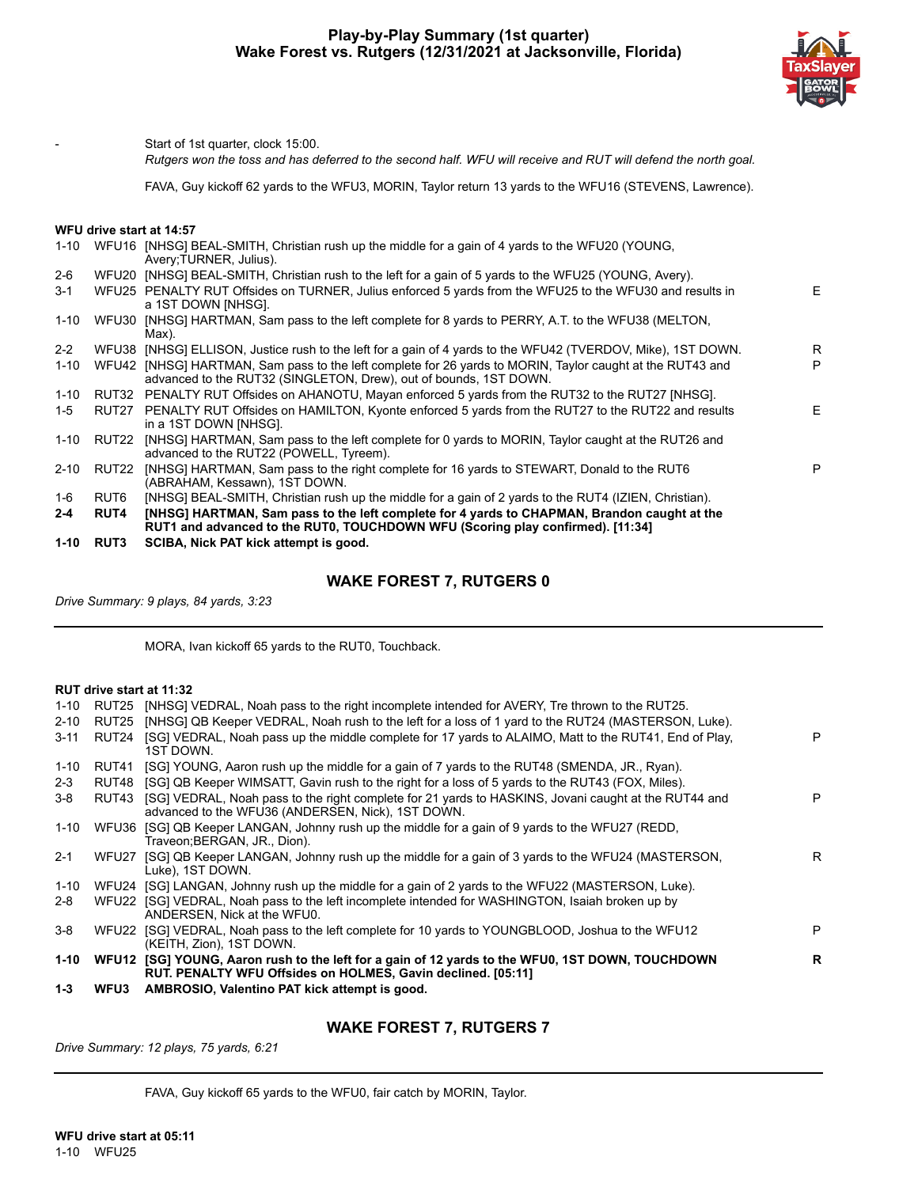# Play-by-Play Summary (1st quarter)
## Wake Forest vs. Rutgers (12/31/2021 at Jacksonville, Florida)

| | | | |
|---|---|---|---|
| - | | Start of 1st quarter, clock 15:00.<br>*Rutgers won the toss and has deferred to the second half. WFU will receive and RUT will defend the north goal.* | |
| | | FAVA, Guy kickoff 62 yards to the WFU3, MORIN, Taylor return 13 yards to the WFU16 (STEVENS, Lawrence). | |

**WFU drive start at 14:57**

| | | | |
|---|---|---|---|
| 1-10 | WFU16 | [NHSG] BEAL-SMITH, Christian rush up the middle for a gain of 4 yards to the WFU20 (YOUNG, Avery;TURNER, Julius). | |
| 2-6 | WFU20 | [NHSG] BEAL-SMITH, Christian rush to the left for a gain of 5 yards to the WFU25 (YOUNG, Avery). | |
| 3-1 | WFU25 | PENALTY RUT Offsides on TURNER, Julius enforced 5 yards from the WFU25 to the WFU30 and results in a 1ST DOWN [NHSG]. | E |
| 1-10 | WFU30 | [NHSG] HARTMAN, Sam pass to the left complete for 8 yards to PERRY, A.T. to the WFU38 (MELTON, Max). | |
| 2-2 | WFU38 | [NHSG] ELLISON, Justice rush to the left for a gain of 4 yards to the WFU42 (TVERDOV, Mike), 1ST DOWN. | R |
| 1-10 | WFU42 | [NHSG] HARTMAN, Sam pass to the left complete for 26 yards to MORIN, Taylor caught at the RUT43 and advanced to the RUT32 (SINGLETON, Drew), out of bounds, 1ST DOWN. | P |
| 1-10 | RUT32 | PENALTY RUT Offsides on AHANOTU, Mayan enforced 5 yards from the RUT32 to the RUT27 [NHSG]. | |
| 1-5 | RUT27 | PENALTY RUT Offsides on HAMILTON, Kyonte enforced 5 yards from the RUT27 to the RUT22 and results in a 1ST DOWN [NHSG]. | E |
| 1-10 | RUT22 | [NHSG] HARTMAN, Sam pass to the left complete for 0 yards to MORIN, Taylor caught at the RUT26 and advanced to the RUT22 (POWELL, Tyreem). | |
| 2-10 | RUT22 | [NHSG] HARTMAN, Sam pass to the right complete for 16 yards to STEWART, Donald to the RUT6 (ABRAHAM, Kessawn), 1ST DOWN. | P |
| 1-6 | RUT6 | [NHSG] BEAL-SMITH, Christian rush up the middle for a gain of 2 yards to the RUT4 (IZIEN, Christian). | |
| **2-4** | **RUT4** | **[NHSG] HARTMAN, Sam pass to the left complete for 4 yards to CHAPMAN, Brandon caught at the RUT1 and advanced to the RUT0, TOUCHDOWN WFU (Scoring play confirmed). [11:34]** | |
| **1-10** | **RUT3** | **SCIBA, Nick PAT kick attempt is good.** | |

### WAKE FOREST 7, RUTGERS 0

*Drive Summary: 9 plays, 84 yards, 3:23*

MORA, Ivan kickoff 65 yards to the RUT0, Touchback.

**RUT drive start at 11:32**

| | | | |
|---|---|---|---|
| 1-10 | RUT25 | [NHSG] VEDRAL, Noah pass to the right incomplete intended for AVERY, Tre thrown to the RUT25. | |
| 2-10 | RUT25 | [NHSG] QB Keeper VEDRAL, Noah rush to the left for a loss of 1 yard to the RUT24 (MASTERSON, Luke). | |
| 3-11 | RUT24 | [SG] VEDRAL, Noah pass up the middle complete for 17 yards to ALAIMO, Matt to the RUT41, End of Play, 1ST DOWN. | P |
| 1-10 | RUT41 | [SG] YOUNG, Aaron rush up the middle for a gain of 7 yards to the RUT48 (SMENDA, JR., Ryan). | |
| 2-3 | RUT48 | [SG] QB Keeper WIMSATT, Gavin rush to the right for a loss of 5 yards to the RUT43 (FOX, Miles). | |
| 3-8 | RUT43 | [SG] VEDRAL, Noah pass to the right complete for 21 yards to HASKINS, Jovani caught at the RUT44 and advanced to the WFU36 (ANDERSEN, Nick), 1ST DOWN. | P |
| 1-10 | WFU36 | [SG] QB Keeper LANGAN, Johnny rush up the middle for a gain of 9 yards to the WFU27 (REDD, Traveon;BERGAN, JR., Dion). | |
| 2-1 | WFU27 | [SG] QB Keeper LANGAN, Johnny rush up the middle for a gain of 3 yards to the WFU24 (MASTERSON, Luke), 1ST DOWN. | R |
| 1-10 | WFU24 | [SG] LANGAN, Johnny rush up the middle for a gain of 2 yards to the WFU22 (MASTERSON, Luke). | |
| 2-8 | WFU22 | [SG] VEDRAL, Noah pass to the left incomplete intended for WASHINGTON, Isaiah broken up by ANDERSEN, Nick at the WFU0. | |
| 3-8 | WFU22 | [SG] VEDRAL, Noah pass to the left complete for 10 yards to YOUNGBLOOD, Joshua to the WFU12 (KEITH, Zion), 1ST DOWN. | P |
| **1-10** | **WFU12** | **[SG] YOUNG, Aaron rush to the left for a gain of 12 yards to the WFU0, 1ST DOWN, TOUCHDOWN RUT. PENALTY WFU Offsides on HOLMES, Gavin declined. [05:11]** | **R** |
| **1-3** | **WFU3** | **AMBROSIO, Valentino PAT kick attempt is good.** | |

### WAKE FOREST 7, RUTGERS 7

*Drive Summary: 12 plays, 75 yards, 6:21*

FAVA, Guy kickoff 65 yards to the WFU0, fair catch by MORIN, Taylor.

**WFU drive start at 05:11**

| | | |
|---|---|---|
| 1-10 | WFU25 | |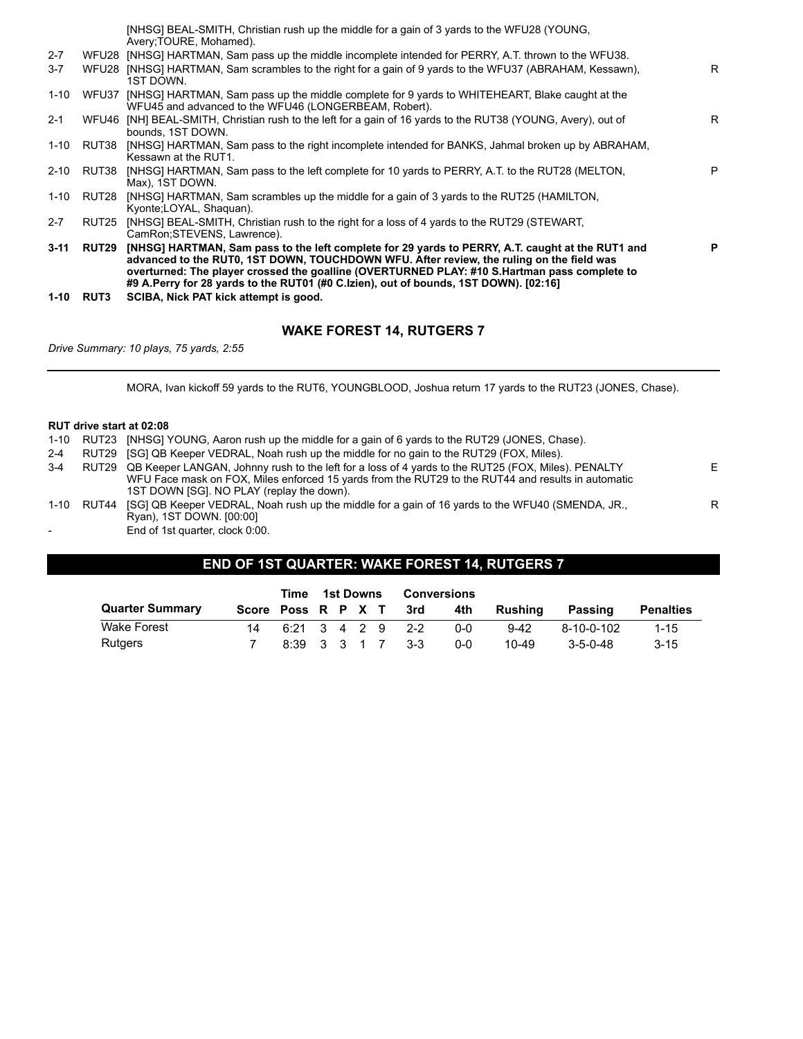|  |  |  |  |
|---|---|---|---|
|  |  | [NHSG] BEAL-SMITH, Christian rush up the middle for a gain of 3 yards to the WFU28 (YOUNG, Avery;TOURE, Mohamed). |  |
| 2-7 | WFU28 | [NHSG] HARTMAN, Sam pass up the middle incomplete intended for PERRY, A.T. thrown to the WFU38. |  |
| 3-7 | WFU28 | [NHSG] HARTMAN, Sam scrambles to the right for a gain of 9 yards to the WFU37 (ABRAHAM, Kessawn), 1ST DOWN. | R |
| 1-10 | WFU37 | [NHSG] HARTMAN, Sam pass up the middle complete for 9 yards to WHITEHEART, Blake caught at the WFU45 and advanced to the WFU46 (LONGERBEAM, Robert). |  |
| 2-1 | WFU46 | [NH] BEAL-SMITH, Christian rush to the left for a gain of 16 yards to the RUT38 (YOUNG, Avery), out of bounds, 1ST DOWN. | R |
| 1-10 | RUT38 | [NHSG] HARTMAN, Sam pass to the right incomplete intended for BANKS, Jahmal broken up by ABRAHAM, Kessawn at the RUT1. |  |
| 2-10 | RUT38 | [NHSG] HARTMAN, Sam pass to the left complete for 10 yards to PERRY, A.T. to the RUT28 (MELTON, Max), 1ST DOWN. | P |
| 1-10 | RUT28 | [NHSG] HARTMAN, Sam scrambles up the middle for a gain of 3 yards to the RUT25 (HAMILTON, Kyonte;LOYAL, Shaquan). |  |
| 2-7 | RUT25 | [NHSG] BEAL-SMITH, Christian rush to the right for a loss of 4 yards to the RUT29 (STEWART, CamRon;STEVENS, Lawrence). |  |
| **3-11** | **RUT29** | **[NHSG] HARTMAN, Sam pass to the left complete for 29 yards to PERRY, A.T. caught at the RUT1 and advanced to the RUT0, 1ST DOWN, TOUCHDOWN WFU. After review, the ruling on the field was overturned: The player crossed the goalline (OVERTURNED PLAY: #10 S.Hartman pass complete to #9 A.Perry for 28 yards to the RUT01 (#0 C.Izien), out of bounds, 1ST DOWN). [02:16]** | **P** |
| **1-10** | **RUT3** | **SCIBA, Nick PAT kick attempt is good.** |  |

### WAKE FOREST 14, RUTGERS 7

*Drive Summary: 10 plays, 75 yards, 2:55*

---

MORA, Ivan kickoff 59 yards to the RUT6, YOUNGBLOOD, Joshua return 17 yards to the RUT23 (JONES, Chase).

**RUT drive start at 02:08**

|  |  |  |  |
|---|---|---|---|
| 1-10 | RUT23 | [NHSG] YOUNG, Aaron rush up the middle for a gain of 6 yards to the RUT29 (JONES, Chase). |  |
| 2-4 | RUT29 | [SG] QB Keeper VEDRAL, Noah rush up the middle for no gain to the RUT29 (FOX, Miles). |  |
| 3-4 | RUT29 | QB Keeper LANGAN, Johnny rush to the left for a loss of 4 yards to the RUT25 (FOX, Miles). PENALTY WFU Face mask on FOX, Miles enforced 15 yards from the RUT29 to the RUT44 and results in automatic 1ST DOWN [SG]. NO PLAY (replay the down). | E |
| 1-10 | RUT44 | [SG] QB Keeper VEDRAL, Noah rush up the middle for a gain of 16 yards to the WFU40 (SMENDA, JR., Ryan), 1ST DOWN. [00:00] | R |
| - |  | End of 1st quarter, clock 0:00. |  |

## END OF 1ST QUARTER: WAKE FOREST 14, RUTGERS 7

|  |  | Time | 1st Downs |  |  |  | Conversions |  |  |  |  |
|---|---|---|---|---|---|---|---|---|---|---|---|
| Quarter Summary | Score | Poss | R | P | X | T | 3rd | 4th | Rushing | Passing | Penalties |
| Wake Forest | 14 | 6:21 | 3 | 4 | 2 | 9 | 2-2 | 0-0 | 9-42 | 8-10-0-102 | 1-15 |
| Rutgers | 7 | 8:39 | 3 | 3 | 1 | 7 | 3-3 | 0-0 | 10-49 | 3-5-0-48 | 3-15 |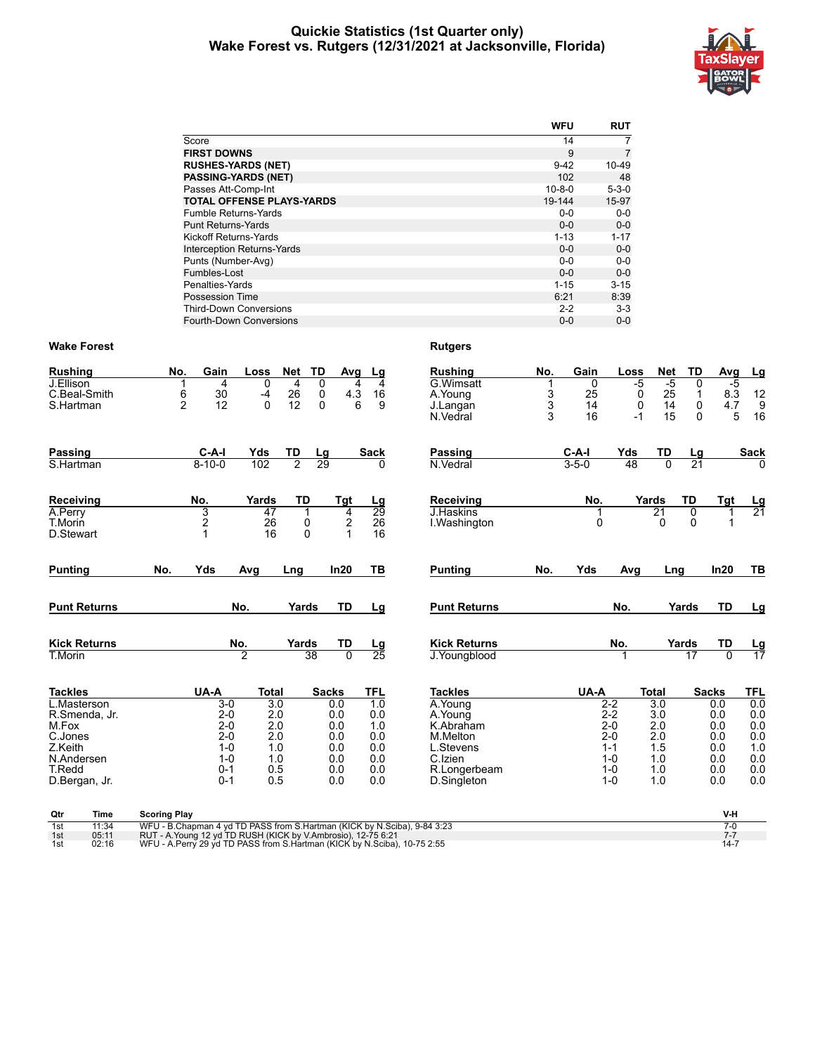# Quickie Statistics (1st Quarter only)
## Wake Forest vs. Rutgers (12/31/2021 at Jacksonville, Florida)

| | WFU | RUT |
|---|---|---|
| Score | 14 | 7 |
| **FIRST DOWNS** | 9 | 7 |
| **RUSHES-YARDS (NET)** | 9-42 | 10-49 |
| **PASSING-YARDS (NET)** | 102 | 48 |
| Passes Att-Comp-Int | 10-8-0 | 5-3-0 |
| **TOTAL OFFENSE PLAYS-YARDS** | 19-144 | 15-97 |
| Fumble Returns-Yards | 0-0 | 0-0 |
| Punt Returns-Yards | 0-0 | 0-0 |
| Kickoff Returns-Yards | 1-13 | 1-17 |
| Interception Returns-Yards | 0-0 | 0-0 |
| Punts (Number-Avg) | 0-0 | 0-0 |
| Fumbles-Lost | 0-0 | 0-0 |
| Penalties-Yards | 1-15 | 3-15 |
| Possession Time | 6:21 | 8:39 |
| Third-Down Conversions | 2-2 | 3-3 |
| Fourth-Down Conversions | 0-0 | 0-0 |

## Wake Forest

| Rushing | No. | Gain | Loss | Net | TD | Avg | Lg |
|---|---|---|---|---|---|---|---|
| J.Ellison | 1 | 4 | 0 | 4 | 0 | 4 | 4 |
| C.Beal-Smith | 6 | 30 | -4 | 26 | 0 | 4.3 | 16 |
| S.Hartman | 2 | 12 | 0 | 12 | 0 | 6 | 9 |

| Passing | C-A-I | Yds | TD | Lg | Sack |
|---|---|---|---|---|---|
| S.Hartman | 8-10-0 | 102 | 2 | 29 | 0 |

| Receiving | No. | Yards | TD | Tgt | Lg |
|---|---|---|---|---|---|
| A.Perry | 3 | 47 | 1 | 4 | 29 |
| T.Morin | 2 | 26 | 0 | 2 | 26 |
| D.Stewart | 1 | 16 | 0 | 1 | 16 |

| Punting | No. | Yds | Avg | Lng | In20 | TB |
|---|---|---|---|---|---|---|

| Punt Returns | No. | Yards | TD | Lg |
|---|---|---|---|---|

| Kick Returns | No. | Yards | TD | Lg |
|---|---|---|---|---|
| T.Morin | 2 | 38 | 0 | 25 |

| Tackles | UA-A | Total | Sacks | TFL |
|---|---|---|---|---|
| L.Masterson | 3-0 | 3.0 | 0.0 | 1.0 |
| R.Smenda, Jr. | 2-0 | 2.0 | 0.0 | 0.0 |
| M.Fox | 2-0 | 2.0 | 0.0 | 1.0 |
| C.Jones | 2-0 | 2.0 | 0.0 | 0.0 |
| Z.Keith | 1-0 | 1.0 | 0.0 | 0.0 |
| N.Andersen | 1-0 | 1.0 | 0.0 | 0.0 |
| T.Redd | 0-1 | 0.5 | 0.0 | 0.0 |
| D.Bergan, Jr. | 0-1 | 0.5 | 0.0 | 0.0 |

## Rutgers

| Rushing | No. | Gain | Loss | Net | TD | Avg | Lg |
|---|---|---|---|---|---|---|---|
| G.Wimsatt | 1 | 0 | -5 | -5 | 0 | -5 | |
| A.Young | 3 | 25 | 0 | 25 | 1 | 8.3 | 12 |
| J.Langan | 3 | 14 | 0 | 14 | 0 | 4.7 | 9 |
| N.Vedral | 3 | 16 | -1 | 15 | 0 | 5 | 16 |

| Passing | C-A-I | Yds | TD | Lg | Sack |
|---|---|---|---|---|---|
| N.Vedral | 3-5-0 | 48 | 0 | 21 | 0 |

| Receiving | No. | Yards | TD | Tgt | Lg |
|---|---|---|---|---|---|
| J.Haskins | 1 | 21 | 0 | 1 | 21 |
| I.Washington | 0 | 0 | 0 | 1 | |

| Punting | No. | Yds | Avg | Lng | In20 | TB |
|---|---|---|---|---|---|---|

| Punt Returns | No. | Yards | TD | Lg |
|---|---|---|---|---|

| Kick Returns | No. | Yards | TD | Lg |
|---|---|---|---|---|
| J.Youngblood | 1 | 17 | 0 | 17 |

| Tackles | UA-A | Total | Sacks | TFL |
|---|---|---|---|---|
| A.Young | 2-2 | 3.0 | 0.0 | 0.0 |
| A.Young | 2-2 | 3.0 | 0.0 | 0.0 |
| K.Abraham | 2-0 | 2.0 | 0.0 | 0.0 |
| M.Melton | 2-0 | 2.0 | 0.0 | 0.0 |
| L.Stevens | 1-1 | 1.5 | 0.0 | 1.0 |
| C.Izien | 1-0 | 1.0 | 0.0 | 0.0 |
| R.Longerbeam | 1-0 | 1.0 | 0.0 | 0.0 |
| D.Singleton | 1-0 | 1.0 | 0.0 | 0.0 |

| Qtr | Time | Scoring Play | V-H |
|---|---|---|---|
| 1st | 11:34 | WFU - B.Chapman 4 yd TD PASS from S.Hartman (KICK by N.Sciba), 9-84 3:23 | 7-0 |
| 1st | 05:11 | RUT - A.Young 12 yd TD RUSH (KICK by V.Ambrosio), 12-75 6:21 | 7-7 |
| 1st | 02:16 | WFU - A.Perry 29 yd TD PASS from S.Hartman (KICK by N.Sciba), 10-75 2:55 | 14-7 |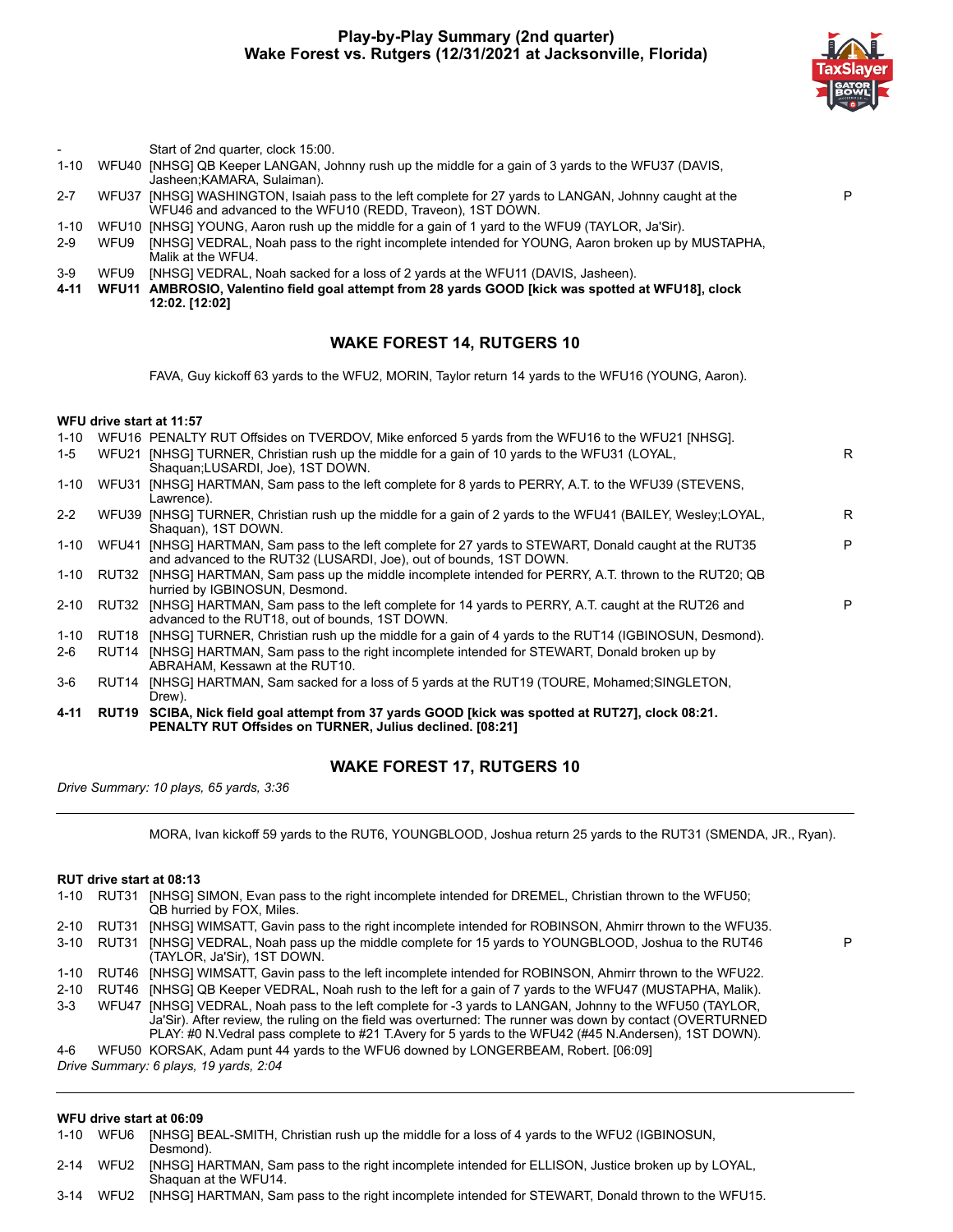## Play-by-Play Summary (2nd quarter)
## Wake Forest vs. Rutgers (12/31/2021 at Jacksonville, Florida)

| | | | |
|---|---|---|---|
| - | | Start of 2nd quarter, clock 15:00. | |
| 1-10 | WFU40 | [NHSG] QB Keeper LANGAN, Johnny rush up the middle for a gain of 3 yards to the WFU37 (DAVIS, Jasheen;KAMARA, Sulaiman). | |
| 2-7 | WFU37 | [NHSG] WASHINGTON, Isaiah pass to the left complete for 27 yards to LANGAN, Johnny caught at the WFU46 and advanced to the WFU10 (REDD, Traveon), 1ST DOWN. | P |
| 1-10 | WFU10 | [NHSG] YOUNG, Aaron rush up the middle for a gain of 1 yard to the WFU9 (TAYLOR, Ja'Sir). | |
| 2-9 | WFU9 | [NHSG] VEDRAL, Noah pass to the right incomplete intended for YOUNG, Aaron broken up by MUSTAPHA, Malik at the WFU4. | |
| 3-9 | WFU9 | [NHSG] VEDRAL, Noah sacked for a loss of 2 yards at the WFU11 (DAVIS, Jasheen). | |
| **4-11** | **WFU11** | **AMBROSIO, Valentino field goal attempt from 28 yards GOOD [kick was spotted at WFU18], clock 12:02. [12:02]** | |

### WAKE FOREST 14, RUTGERS 10

FAVA, Guy kickoff 63 yards to the WFU2, MORIN, Taylor return 14 yards to the WFU16 (YOUNG, Aaron).

**WFU drive start at 11:57**

| | | | |
|---|---|---|---|
| 1-10 | WFU16 | PENALTY RUT Offsides on TVERDOV, Mike enforced 5 yards from the WFU16 to the WFU21 [NHSG]. | |
| 1-5 | WFU21 | [NHSG] TURNER, Christian rush up the middle for a gain of 10 yards to the WFU31 (LOYAL, Shaquan;LUSARDI, Joe), 1ST DOWN. | R |
| 1-10 | WFU31 | [NHSG] HARTMAN, Sam pass to the left complete for 8 yards to PERRY, A.T. to the WFU39 (STEVENS, Lawrence). | |
| 2-2 | WFU39 | [NHSG] TURNER, Christian rush up the middle for a gain of 2 yards to the WFU41 (BAILEY, Wesley;LOYAL, Shaquan), 1ST DOWN. | R |
| 1-10 | WFU41 | [NHSG] HARTMAN, Sam pass to the left complete for 27 yards to STEWART, Donald caught at the RUT35 and advanced to the RUT32 (LUSARDI, Joe), out of bounds, 1ST DOWN. | P |
| 1-10 | RUT32 | [NHSG] HARTMAN, Sam pass up the middle incomplete intended for PERRY, A.T. thrown to the RUT20; QB hurried by IGBINOSUN, Desmond. | |
| 2-10 | RUT32 | [NHSG] HARTMAN, Sam pass to the left complete for 14 yards to PERRY, A.T. caught at the RUT26 and advanced to the RUT18, out of bounds, 1ST DOWN. | P |
| 1-10 | RUT18 | [NHSG] TURNER, Christian rush up the middle for a gain of 4 yards to the RUT14 (IGBINOSUN, Desmond). | |
| 2-6 | RUT14 | [NHSG] HARTMAN, Sam pass to the right incomplete intended for STEWART, Donald broken up by ABRAHAM, Kessawn at the RUT10. | |
| 3-6 | RUT14 | [NHSG] HARTMAN, Sam sacked for a loss of 5 yards at the RUT19 (TOURE, Mohamed;SINGLETON, Drew). | |
| **4-11** | **RUT19** | **SCIBA, Nick field goal attempt from 37 yards GOOD [kick was spotted at RUT27], clock 08:21. PENALTY RUT Offsides on TURNER, Julius declined. [08:21]** | |

### WAKE FOREST 17, RUTGERS 10

*Drive Summary: 10 plays, 65 yards, 3:36*

MORA, Ivan kickoff 59 yards to the RUT6, YOUNGBLOOD, Joshua return 25 yards to the RUT31 (SMENDA, JR., Ryan).

**RUT drive start at 08:13**

| | | | |
|---|---|---|---|
| 1-10 | RUT31 | [NHSG] SIMON, Evan pass to the right incomplete intended for DREMEL, Christian thrown to the WFU50; QB hurried by FOX, Miles. | |
| 2-10 | RUT31 | [NHSG] WIMSATT, Gavin pass to the right incomplete intended for ROBINSON, Ahmirr thrown to the WFU35. | |
| 3-10 | RUT31 | [NHSG] VEDRAL, Noah pass up the middle complete for 15 yards to YOUNGBLOOD, Joshua to the RUT46 (TAYLOR, Ja'Sir), 1ST DOWN. | P |
| 1-10 | RUT46 | [NHSG] WIMSATT, Gavin pass to the left incomplete intended for ROBINSON, Ahmirr thrown to the WFU22. | |
| 2-10 | RUT46 | [NHSG] QB Keeper VEDRAL, Noah rush to the left for a gain of 7 yards to the WFU47 (MUSTAPHA, Malik). | |
| 3-3 | WFU47 | [NHSG] VEDRAL, Noah pass to the left complete for -3 yards to LANGAN, Johnny to the WFU50 (TAYLOR, Ja'Sir). After review, the ruling on the field was overturned: The runner was down by contact (OVERTURNED PLAY: #0 N.Vedral pass complete to #21 T.Avery for 5 yards to the WFU42 (#45 N.Andersen), 1ST DOWN. | |
| 4-6 | WFU50 | KORSAK, Adam punt 44 yards to the WFU6 downed by LONGERBEAM, Robert. [06:09] | |

*Drive Summary: 6 plays, 19 yards, 2:04*

**WFU drive start at 06:09**

| | | | |
|---|---|---|---|
| 1-10 | WFU6 | [NHSG] BEAL-SMITH, Christian rush up the middle for a loss of 4 yards to the WFU2 (IGBINOSUN, Desmond). | |
| 2-14 | WFU2 | [NHSG] HARTMAN, Sam pass to the right incomplete intended for ELLISON, Justice broken up by LOYAL, Shaquan at the WFU14. | |
| 3-14 | WFU2 | [NHSG] HARTMAN, Sam pass to the right incomplete intended for STEWART, Donald thrown to the WFU15. | |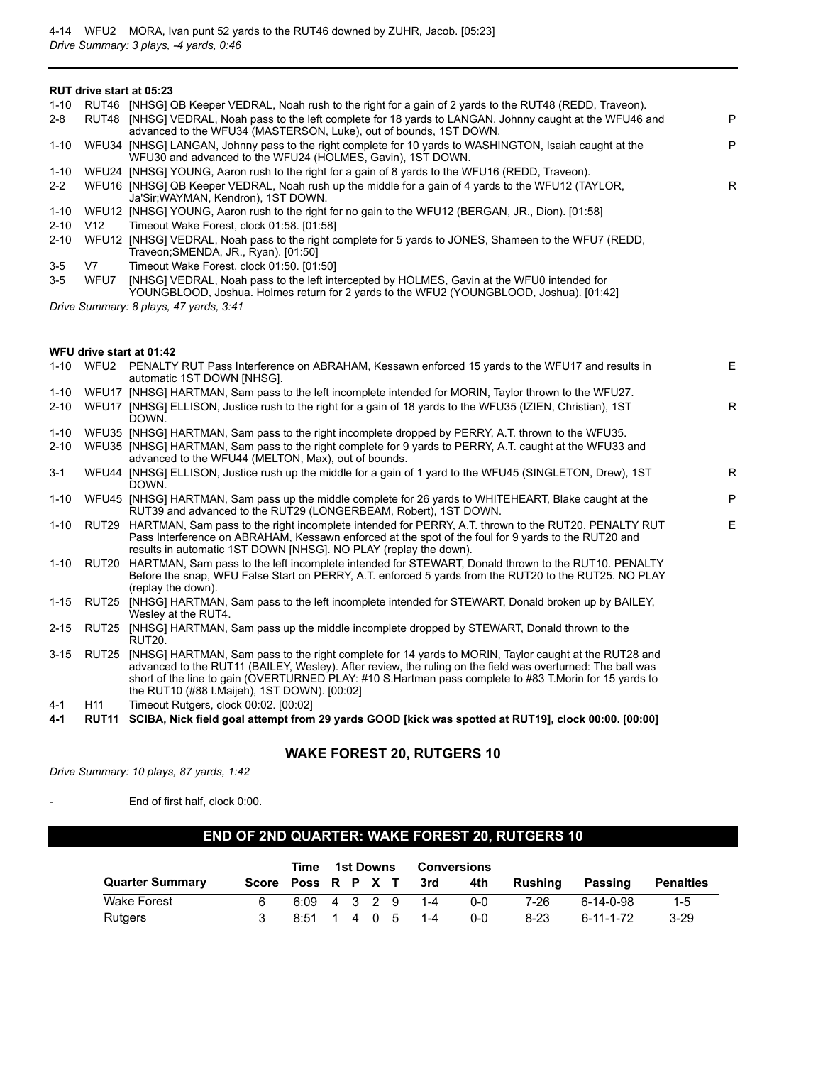4-14 WFU2 MORA, Ivan punt 52 yards to the RUT46 downed by ZUHR, Jacob. [05:23]

*Drive Summary: 3 plays, -4 yards, 0:46*

---

**RUT drive start at 05:23**

| Down | Spot | Play | |
|---|---|---|---|
| 1-10 | RUT46 | [NHSG] QB Keeper VEDRAL, Noah rush to the right for a gain of 2 yards to the RUT48 (REDD, Traveon). | |
| 2-8 | RUT48 | [NHSG] VEDRAL, Noah pass to the left complete for 18 yards to LANGAN, Johnny caught at the WFU46 and advanced to the WFU34 (MASTERSON, Luke), out of bounds, 1ST DOWN. | P |
| 1-10 | WFU34 | [NHSG] LANGAN, Johnny pass to the right complete for 10 yards to WASHINGTON, Isaiah caught at the WFU30 and advanced to the WFU24 (HOLMES, Gavin), 1ST DOWN. | P |
| 1-10 | WFU24 | [NHSG] YOUNG, Aaron rush to the right for a gain of 8 yards to the WFU16 (REDD, Traveon). | |
| 2-2 | WFU16 | [NHSG] QB Keeper VEDRAL, Noah rush up the middle for a gain of 4 yards to the WFU12 (TAYLOR, Ja'Sir;WAYMAN, Kendron), 1ST DOWN. | R |
| 1-10 | WFU12 | [NHSG] YOUNG, Aaron rush to the right for no gain to the WFU12 (BERGAN, JR., Dion). [01:58] | |
| 2-10 | V12 | Timeout Wake Forest, clock 01:58. [01:58] | |
| 2-10 | WFU12 | [NHSG] VEDRAL, Noah pass to the right complete for 5 yards to JONES, Shameen to the WFU7 (REDD, Traveon;SMENDA, JR., Ryan). [01:50] | |
| 3-5 | V7 | Timeout Wake Forest, clock 01:50. [01:50] | |
| 3-5 | WFU7 | [NHSG] VEDRAL, Noah pass to the left intercepted by HOLMES, Gavin at the WFU0 intended for YOUNGBLOOD, Joshua. Holmes return for 2 yards to the WFU2 (YOUNGBLOOD, Joshua). [01:42] | |

*Drive Summary: 8 plays, 47 yards, 3:41*

---

**WFU drive start at 01:42**

| Down | Spot | Play | |
|---|---|---|---|
| 1-10 | WFU2 | PENALTY RUT Pass Interference on ABRAHAM, Kessawn enforced 15 yards to the WFU17 and results in automatic 1ST DOWN [NHSG]. | E |
| 1-10 | WFU17 | [NHSG] HARTMAN, Sam pass to the left incomplete intended for MORIN, Taylor thrown to the WFU27. | |
| 2-10 | WFU17 | [NHSG] ELLISON, Justice rush to the right for a gain of 18 yards to the WFU35 (IZIEN, Christian), 1ST DOWN. | R |
| 1-10 | WFU35 | [NHSG] HARTMAN, Sam pass to the right incomplete dropped by PERRY, A.T. thrown to the WFU35. | |
| 2-10 | WFU35 | [NHSG] HARTMAN, Sam pass to the right complete for 9 yards to PERRY, A.T. caught at the WFU33 and advanced to the WFU44 (MELTON, Max), out of bounds. | |
| 3-1 | WFU44 | [NHSG] ELLISON, Justice rush up the middle for a gain of 1 yard to the WFU45 (SINGLETON, Drew), 1ST DOWN. | R |
| 1-10 | WFU45 | [NHSG] HARTMAN, Sam pass up the middle complete for 26 yards to WHITEHEART, Blake caught at the RUT39 and advanced to the RUT29 (LONGERBEAM, Robert), 1ST DOWN. | P |
| 1-10 | RUT29 | HARTMAN, Sam pass to the right incomplete intended for PERRY, A.T. thrown to the RUT20. PENALTY RUT Pass Interference on ABRAHAM, Kessawn enforced at the spot of the foul for 9 yards to the RUT20 and results in automatic 1ST DOWN [NHSG]. NO PLAY (replay the down). | E |
| 1-10 | RUT20 | HARTMAN, Sam pass to the left incomplete intended for STEWART, Donald thrown to the RUT10. PENALTY Before the snap, WFU False Start on PERRY, A.T. enforced 5 yards from the RUT20 to the RUT25. NO PLAY (replay the down). | |
| 1-15 | RUT25 | [NHSG] HARTMAN, Sam pass to the left incomplete intended for STEWART, Donald broken up by BAILEY, Wesley at the RUT4. | |
| 2-15 | RUT25 | [NHSG] HARTMAN, Sam pass up the middle incomplete dropped by STEWART, Donald thrown to the RUT20. | |
| 3-15 | RUT25 | [NHSG] HARTMAN, Sam pass to the right complete for 14 yards to MORIN, Taylor caught at the RUT28 and advanced to the RUT11 (BAILEY, Wesley). After review, the ruling on the field was overturned: The ball was short of the line to gain (OVERTURNED PLAY: #10 S.Hartman pass complete to #83 T.Morin for 15 yards to the RUT10 (#88 I.Maijeh), 1ST DOWN). [00:02] | |
| 4-1 | H11 | Timeout Rutgers, clock 00:02. [00:02] | |
| **4-1** | **RUT11** | **SCIBA, Nick field goal attempt from 29 yards GOOD [kick was spotted at RUT19], clock 00:00. [00:00]** | |

**WAKE FOREST 20, RUTGERS 10**

*Drive Summary: 10 plays, 87 yards, 1:42*

---

\- End of first half, clock 0:00.

## END OF 2ND QUARTER: WAKE FOREST 20, RUTGERS 10

| Quarter Summary | Score | Time Poss | 1st Downs R | P | X | T | Conversions 3rd | 4th | Rushing | Passing | Penalties |
|---|---|---|---|---|---|---|---|---|---|---|---|
| Wake Forest | 6 | 6:09 | 4 | 3 | 2 | 9 | 1-4 | 0-0 | 7-26 | 6-14-0-98 | 1-5 |
| Rutgers | 3 | 8:51 | 1 | 4 | 0 | 5 | 1-4 | 0-0 | 8-23 | 6-11-1-72 | 3-29 |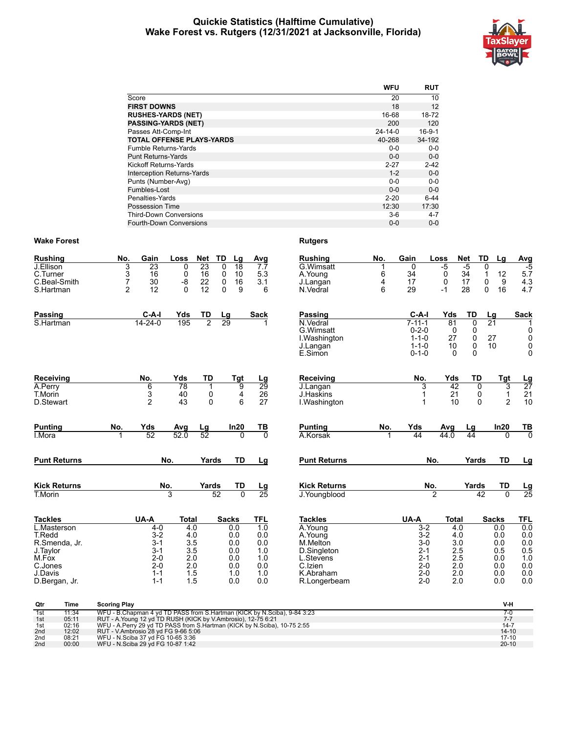# Quickie Statistics (Halftime Cumulative)
## Wake Forest vs. Rutgers (12/31/2021 at Jacksonville, Florida)

| | WFU | RUT |
|---|---|---|
| Score | 20 | 10 |
| **FIRST DOWNS** | 18 | 12 |
| **RUSHES-YARDS (NET)** | 16-68 | 18-72 |
| **PASSING-YARDS (NET)** | 200 | 120 |
| Passes Att-Comp-Int | 24-14-0 | 16-9-1 |
| **TOTAL OFFENSE PLAYS-YARDS** | 40-268 | 34-192 |
| Fumble Returns-Yards | 0-0 | 0-0 |
| Punt Returns-Yards | 0-0 | 0-0 |
| Kickoff Returns-Yards | 2-27 | 2-42 |
| Interception Returns-Yards | 1-2 | 0-0 |
| Punts (Number-Avg) | 0-0 | 0-0 |
| Fumbles-Lost | 0-0 | 0-0 |
| Penalties-Yards | 2-20 | 6-44 |
| Possession Time | 12:30 | 17:30 |
| Third-Down Conversions | 3-6 | 4-7 |
| Fourth-Down Conversions | 0-0 | 0-0 |

### Wake Forest

| Rushing | No. | Gain | Loss | Net | TD | Lg | Avg |
|---|---|---|---|---|---|---|---|
| J.Ellison | 3 | 23 | 0 | 23 | 0 | 18 | 7.7 |
| C.Turner | 3 | 16 | 0 | 16 | 0 | 10 | 5.3 |
| C.Beal-Smith | 7 | 30 | -8 | 22 | 0 | 16 | 3.1 |
| S.Hartman | 2 | 12 | 0 | 12 | 0 | 9 | 6 |

| Passing | C-A-I | Yds | TD | Lg | Sack |
|---|---|---|---|---|---|
| S.Hartman | 14-24-0 | 195 | 2 | 29 | 1 |

| Receiving | No. | Yds | TD | Tgt | Lg |
|---|---|---|---|---|---|
| A.Perry | 6 | 78 | 1 | 9 | 29 |
| T.Morin | 3 | 40 | 0 | 4 | 26 |
| D.Stewart | 2 | 43 | 0 | 6 | 27 |

| Punting | No. | Yds | Avg | Lg | In20 | TB |
|---|---|---|---|---|---|---|
| I.Mora | 1 | 52 | 52.0 | 52 | 0 | 0 |

| Punt Returns | No. | Yards | TD | Lg |
|---|---|---|---|---|

| Kick Returns | No. | Yards | TD | Lg |
|---|---|---|---|---|
| T.Morin | 3 | 52 | 0 | 25 |

| Tackles | UA-A | Total | Sacks | TFL |
|---|---|---|---|---|
| L.Masterson | 4-0 | 4.0 | 0.0 | 1.0 |
| T.Redd | 3-2 | 4.0 | 0.0 | 0.0 |
| R.Smenda, Jr. | 3-1 | 3.5 | 0.0 | 0.0 |
| J.Taylor | 3-1 | 3.5 | 0.0 | 1.0 |
| M.Fox | 2-0 | 2.0 | 0.0 | 1.0 |
| C.Jones | 2-0 | 2.0 | 0.0 | 0.0 |
| J.Davis | 1-1 | 1.5 | 1.0 | 1.0 |
| D.Bergan, Jr. | 1-1 | 1.5 | 0.0 | 0.0 |

### Rutgers

| Rushing | No. | Gain | Loss | Net | TD | Lg | Avg |
|---|---|---|---|---|---|---|---|
| G.Wimsatt | 1 | 0 | -5 | -5 | 0 | | -5 |
| A.Young | 6 | 34 | 0 | 34 | 1 | 12 | 5.7 |
| J.Langan | 4 | 17 | 0 | 17 | 0 | 9 | 4.3 |
| N.Vedral | 6 | 29 | -1 | 28 | 0 | 16 | 4.7 |

| Passing | C-A-I | Yds | TD | Lg | Sack |
|---|---|---|---|---|---|
| N.Vedral | 7-11-1 | 81 | 0 | 21 | 1 |
| G.Wimsatt | 0-2-0 | 0 | 0 | | 0 |
| I.Washington | 1-1-0 | 27 | 0 | 27 | 0 |
| J.Langan | 1-1-0 | 10 | 0 | 10 | 0 |
| E.Simon | 0-1-0 | 0 | 0 | | 0 |

| Receiving | No. | Yds | TD | Tgt | Lg |
|---|---|---|---|---|---|
| J.Langan | 3 | 42 | 0 | 3 | 27 |
| J.Haskins | 1 | 21 | 0 | 1 | 21 |
| I.Washington | 1 | 10 | 0 | 2 | 10 |

| Punting | No. | Yds | Avg | Lg | In20 | TB |
|---|---|---|---|---|---|---|
| A.Korsak | 1 | 44 | 44.0 | 44 | 0 | 0 |

| Punt Returns | No. | Yards | TD | Lg |
|---|---|---|---|---|

| Kick Returns | No. | Yards | TD | Lg |
|---|---|---|---|---|
| J.Youngblood | 2 | 42 | 0 | 25 |

| Tackles | UA-A | Total | Sacks | TFL |
|---|---|---|---|---|
| A.Young | 3-2 | 4.0 | 0.0 | 0.0 |
| A.Young | 3-2 | 4.0 | 0.0 | 0.0 |
| M.Melton | 3-0 | 3.0 | 0.0 | 0.0 |
| D.Singleton | 2-1 | 2.5 | 0.5 | 0.5 |
| L.Stevens | 2-1 | 2.5 | 0.0 | 1.0 |
| C.Izien | 2-0 | 2.0 | 0.0 | 0.0 |
| K.Abraham | 2-0 | 2.0 | 0.0 | 0.0 |
| R.Longerbeam | 2-0 | 2.0 | 0.0 | 0.0 |

| Qtr | Time | Scoring Play | V-H |
|---|---|---|---|
| 1st | 11:34 | WFU - B.Chapman 4 yd TD PASS from S.Hartman (KICK by N.Sciba), 9-84 3:23 | 7-0 |
| 1st | 05:11 | RUT - A.Young 12 yd TD RUSH (KICK by V.Ambrosio), 12-75 6:21 | 7-7 |
| 1st | 02:16 | WFU - A.Perry 29 yd TD PASS from S.Hartman (KICK by N.Sciba), 10-75 2:55 | 14-7 |
| 2nd | 12:02 | RUT - V.Ambrosio 28 yd FG 9-66 5:06 | 14-10 |
| 2nd | 08:21 | WFU - N.Sciba 37 yd FG 10-65 3:36 | 17-10 |
| 2nd | 00:00 | WFU - N.Sciba 29 yd FG 10-87 1:42 | 20-10 |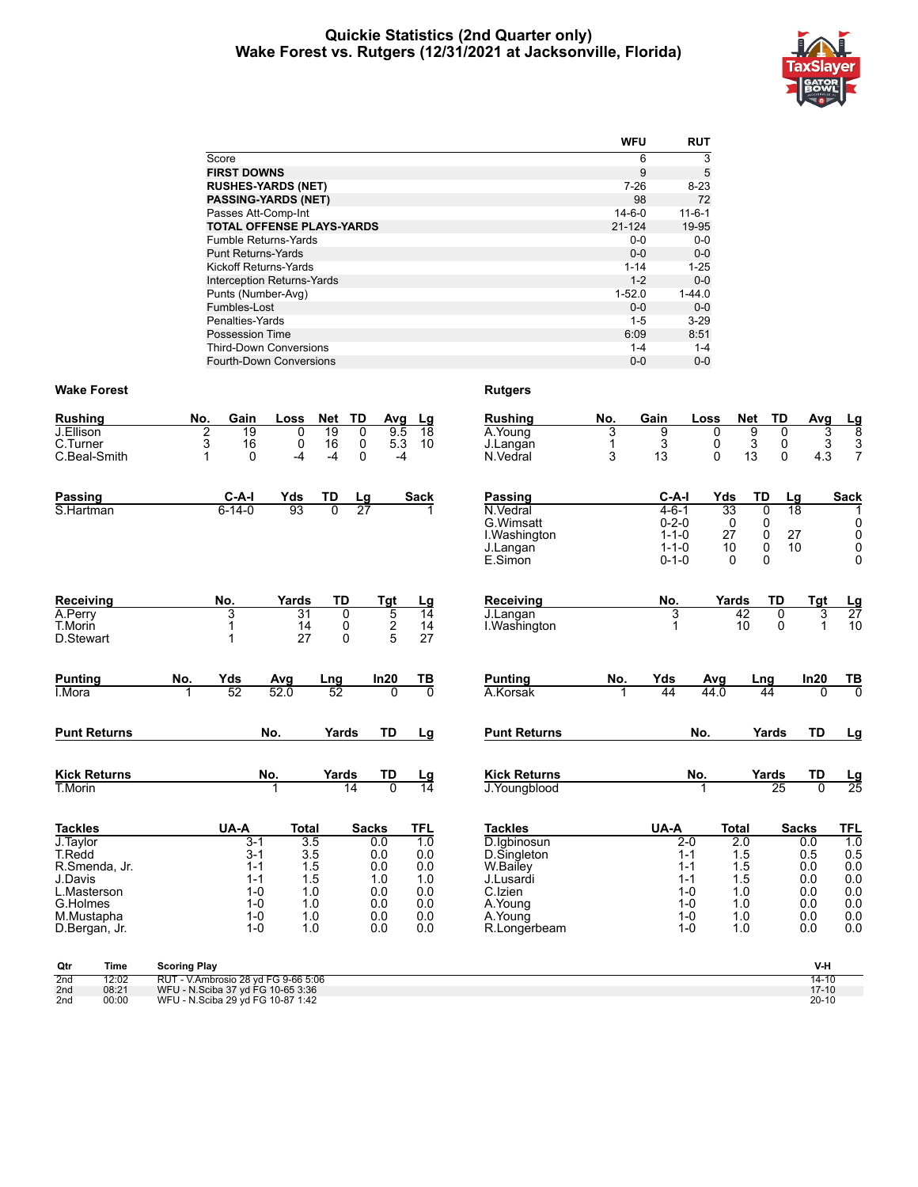# Quickie Statistics (2nd Quarter only)
## Wake Forest vs. Rutgers (12/31/2021 at Jacksonville, Florida)

| | WFU | RUT |
|---|---|---|
| Score | 6 | 3 |
| **FIRST DOWNS** | 9 | 5 |
| **RUSHES-YARDS (NET)** | 7-26 | 8-23 |
| **PASSING-YARDS (NET)** | 98 | 72 |
| Passes Att-Comp-Int | 14-6-0 | 11-6-1 |
| **TOTAL OFFENSE PLAYS-YARDS** | 21-124 | 19-95 |
| Fumble Returns-Yards | 0-0 | 0-0 |
| Punt Returns-Yards | 0-0 | 0-0 |
| Kickoff Returns-Yards | 1-14 | 1-25 |
| Interception Returns-Yards | 1-2 | 0-0 |
| Punts (Number-Avg) | 1-52.0 | 1-44.0 |
| Fumbles-Lost | 0-0 | 0-0 |
| Penalties-Yards | 1-5 | 3-29 |
| Possession Time | 6:09 | 8:51 |
| Third-Down Conversions | 1-4 | 1-4 |
| Fourth-Down Conversions | 0-0 | 0-0 |

### Wake Forest

| Rushing | No. | Gain | Loss | Net | TD | Avg | Lg |
|---|---|---|---|---|---|---|---|
| J.Ellison | 2 | 19 | 0 | 19 | 0 | 9.5 | 18 |
| C.Turner | 3 | 16 | 0 | 16 | 0 | 5.3 | 10 |
| C.Beal-Smith | 1 | 0 | -4 | -4 | 0 | -4 | |

| Passing | C-A-I | Yds | TD | Lg | Sack |
|---|---|---|---|---|---|
| S.Hartman | 6-14-0 | 93 | 0 | 27 | 1 |

| Receiving | No. | Yards | TD | Tgt | Lg |
|---|---|---|---|---|---|
| A.Perry | 3 | 31 | 0 | 5 | 14 |
| T.Morin | 1 | 14 | 0 | 2 | 14 |
| D.Stewart | 1 | 27 | 0 | 5 | 27 |

| Punting | No. | Yds | Avg | Lng | In20 | TB |
|---|---|---|---|---|---|---|
| I.Mora | 1 | 52 | 52.0 | 52 | 0 | 0 |

| Punt Returns | No. | Yards | TD | Lg |
|---|---|---|---|---|

| Kick Returns | No. | Yards | TD | Lg |
|---|---|---|---|---|
| T.Morin | 1 | 14 | 0 | 14 |

| Tackles | UA-A | Total | Sacks | TFL |
|---|---|---|---|---|
| J.Taylor | 3-1 | 3.5 | 0.0 | 1.0 |
| T.Redd | 3-1 | 3.5 | 0.0 | 0.0 |
| R.Smenda, Jr. | 1-1 | 1.5 | 0.0 | 0.0 |
| J.Davis | 1-1 | 1.5 | 1.0 | 1.0 |
| L.Masterson | 1-0 | 1.0 | 0.0 | 0.0 |
| G.Holmes | 1-0 | 1.0 | 0.0 | 0.0 |
| M.Mustapha | 1-0 | 1.0 | 0.0 | 0.0 |
| D.Bergan, Jr. | 1-0 | 1.0 | 0.0 | 0.0 |

### Rutgers

| Rushing | No. | Gain | Loss | Net | TD | Avg | Lg |
|---|---|---|---|---|---|---|---|
| A.Young | 3 | 9 | 0 | 9 | 0 | 3 | 8 |
| J.Langan | 1 | 3 | 0 | 3 | 0 | 3 | 3 |
| N.Vedral | 3 | 13 | 0 | 13 | 0 | 4.3 | 7 |

| Passing | C-A-I | Yds | TD | Lg | Sack |
|---|---|---|---|---|---|
| N.Vedral | 4-6-1 | 33 | 0 | 18 | 1 |
| G.Wimsatt | 0-2-0 | 0 | 0 | | 0 |
| I.Washington | 1-1-0 | 27 | 0 | 27 | 0 |
| J.Langan | 1-1-0 | 10 | 0 | 10 | 0 |
| E.Simon | 0-1-0 | 0 | 0 | | 0 |

| Receiving | No. | Yards | TD | Tgt | Lg |
|---|---|---|---|---|---|
| J.Langan | 3 | 42 | 0 | 3 | 27 |
| I.Washington | 1 | 10 | 0 | 1 | 10 |

| Punting | No. | Yds | Avg | Lng | In20 | TB |
|---|---|---|---|---|---|---|
| A.Korsak | 1 | 44 | 44.0 | 44 | 0 | 0 |

| Punt Returns | No. | Yards | TD | Lg |
|---|---|---|---|---|

| Kick Returns | No. | Yards | TD | Lg |
|---|---|---|---|---|
| J.Youngblood | 1 | 25 | 0 | 25 |

| Tackles | UA-A | Total | Sacks | TFL |
|---|---|---|---|---|
| D.Igbinosun | 2-0 | 2.0 | 0.0 | 1.0 |
| D.Singleton | 1-1 | 1.5 | 0.5 | 0.5 |
| W.Bailey | 1-1 | 1.5 | 0.0 | 0.0 |
| J.Lusardi | 1-1 | 1.5 | 0.0 | 0.0 |
| C.Izien | 1-0 | 1.0 | 0.0 | 0.0 |
| A.Young | 1-0 | 1.0 | 0.0 | 0.0 |
| A.Young | 1-0 | 1.0 | 0.0 | 0.0 |
| R.Longerbeam | 1-0 | 1.0 | 0.0 | 0.0 |

| Qtr | Time | Scoring Play | V-H |
|---|---|---|---|
| 2nd | 12:02 | RUT - V.Ambrosio 28 yd FG 9-66 5:06 | 14-10 |
| 2nd | 08:21 | WFU - N.Sciba 37 yd FG 10-65 3:36 | 17-10 |
| 2nd | 00:00 | WFU - N.Sciba 29 yd FG 10-87 1:42 | 20-10 |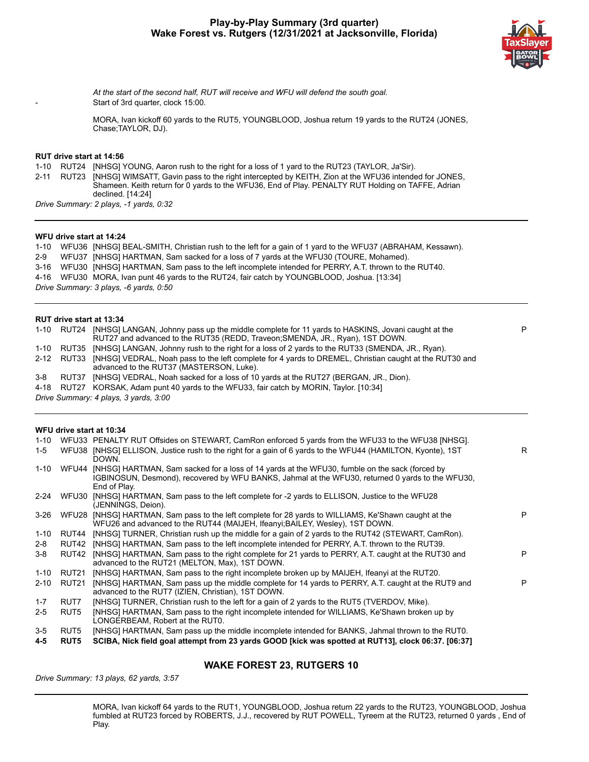# Play-by-Play Summary (3rd quarter)
## Wake Forest vs. Rutgers (12/31/2021 at Jacksonville, Florida)

*At the start of the second half, RUT will receive and WFU will defend the south goal.*

\- Start of 3rd quarter, clock 15:00.

MORA, Ivan kickoff 60 yards to the RUT5, YOUNGBLOOD, Joshua return 19 yards to the RUT24 (JONES, Chase;TAYLOR, DJ).

**RUT drive start at 14:56**

| | | | |
|---|---|---|---|
| 1-10 | RUT24 | [NHSG] YOUNG, Aaron rush to the right for a loss of 1 yard to the RUT23 (TAYLOR, Ja'Sir). | |
| 2-11 | RUT23 | [NHSG] WIMSATT, Gavin pass to the right intercepted by KEITH, Zion at the WFU36 intended for JONES, Shameen. Keith return for 0 yards to the WFU36, End of Play. PENALTY RUT Holding on TAFFE, Adrian declined. [14:24] | |

*Drive Summary: 2 plays, -1 yards, 0:32*

---

**WFU drive start at 14:24**

| | | | |
|---|---|---|---|
| 1-10 | WFU36 | [NHSG] BEAL-SMITH, Christian rush to the left for a gain of 1 yard to the WFU37 (ABRAHAM, Kessawn). | |
| 2-9 | WFU37 | [NHSG] HARTMAN, Sam sacked for a loss of 7 yards at the WFU30 (TOURE, Mohamed). | |
| 3-16 | WFU30 | [NHSG] HARTMAN, Sam pass to the left incomplete intended for PERRY, A.T. thrown to the RUT40. | |
| 4-16 | WFU30 | MORA, Ivan punt 46 yards to the RUT24, fair catch by YOUNGBLOOD, Joshua. [13:34] | |

*Drive Summary: 3 plays, -6 yards, 0:50*

---

**RUT drive start at 13:34**

| | | | |
|---|---|---|---|
| 1-10 | RUT24 | [NHSG] LANGAN, Johnny pass up the middle complete for 11 yards to HASKINS, Jovani caught at the RUT27 and advanced to the RUT35 (REDD, Traveon;SMENDA, JR., Ryan), 1ST DOWN. | P |
| 1-10 | RUT35 | [NHSG] LANGAN, Johnny rush to the right for a loss of 2 yards to the RUT33 (SMENDA, JR., Ryan). | |
| 2-12 | RUT33 | [NHSG] VEDRAL, Noah pass to the left complete for 4 yards to DREMEL, Christian caught at the RUT30 and advanced to the RUT37 (MASTERSON, Luke). | |
| 3-8 | RUT37 | [NHSG] VEDRAL, Noah sacked for a loss of 10 yards at the RUT27 (BERGAN, JR., Dion). | |
| 4-18 | RUT27 | KORSAK, Adam punt 40 yards to the WFU33, fair catch by MORIN, Taylor. [10:34] | |

*Drive Summary: 4 plays, 3 yards, 3:00*

---

**WFU drive start at 10:34**

| | | | |
|---|---|---|---|
| 1-10 | WFU33 | PENALTY RUT Offsides on STEWART, CamRon enforced 5 yards from the WFU33 to the WFU38 [NHSG]. | |
| 1-5 | WFU38 | [NHSG] ELLISON, Justice rush to the right for a gain of 6 yards to the WFU44 (HAMILTON, Kyonte), 1ST DOWN. | R |
| 1-10 | WFU44 | [NHSG] HARTMAN, Sam sacked for a loss of 14 yards at the WFU30, fumble on the sack (forced by IGBINOSUN, Desmond), recovered by WFU BANKS, Jahmal at the WFU30, returned 0 yards to the WFU30, End of Play. | |
| 2-24 | WFU30 | [NHSG] HARTMAN, Sam pass to the left complete for -2 yards to ELLISON, Justice to the WFU28 (JENNINGS, Deion). | |
| 3-26 | WFU28 | [NHSG] HARTMAN, Sam pass to the left complete for 28 yards to WILLIAMS, Ke'Shawn caught at the WFU26 and advanced to the RUT44 (MAIJEH, Ifeanyi;BAILEY, Wesley), 1ST DOWN. | P |
| 1-10 | RUT44 | [NHSG] TURNER, Christian rush up the middle for a gain of 2 yards to the RUT42 (STEWART, CamRon). | |
| 2-8 | RUT42 | [NHSG] HARTMAN, Sam pass to the left incomplete intended for PERRY, A.T. thrown to the RUT39. | |
| 3-8 | RUT42 | [NHSG] HARTMAN, Sam pass to the right complete for 21 yards to PERRY, A.T. caught at the RUT30 and advanced to the RUT21 (MELTON, Max), 1ST DOWN. | P |
| 1-10 | RUT21 | [NHSG] HARTMAN, Sam pass to the right incomplete broken up by MAIJEH, Ifeanyi at the RUT20. | |
| 2-10 | RUT21 | [NHSG] HARTMAN, Sam pass up the middle complete for 14 yards to PERRY, A.T. caught at the RUT9 and advanced to the RUT7 (IZIEN, Christian), 1ST DOWN. | P |
| 1-7 | RUT7 | [NHSG] TURNER, Christian rush to the left for a gain of 2 yards to the RUT5 (TVERDOV, Mike). | |
| 2-5 | RUT5 | [NHSG] HARTMAN, Sam pass to the right incomplete intended for WILLIAMS, Ke'Shawn broken up by LONGERBEAM, Robert at the RUT0. | |
| 3-5 | RUT5 | [NHSG] HARTMAN, Sam pass up the middle incomplete intended for BANKS, Jahmal thrown to the RUT0. | |
| **4-5** | **RUT5** | **SCIBA, Nick field goal attempt from 23 yards GOOD [kick was spotted at RUT13], clock 06:37. [06:37]** | |

### WAKE FOREST 23, RUTGERS 10

*Drive Summary: 13 plays, 62 yards, 3:57*

---

MORA, Ivan kickoff 64 yards to the RUT1, YOUNGBLOOD, Joshua return 22 yards to the RUT23, YOUNGBLOOD, Joshua fumbled at RUT23 forced by ROBERTS, J.J., recovered by RUT POWELL, Tyreem at the RUT23, returned 0 yards , End of Play.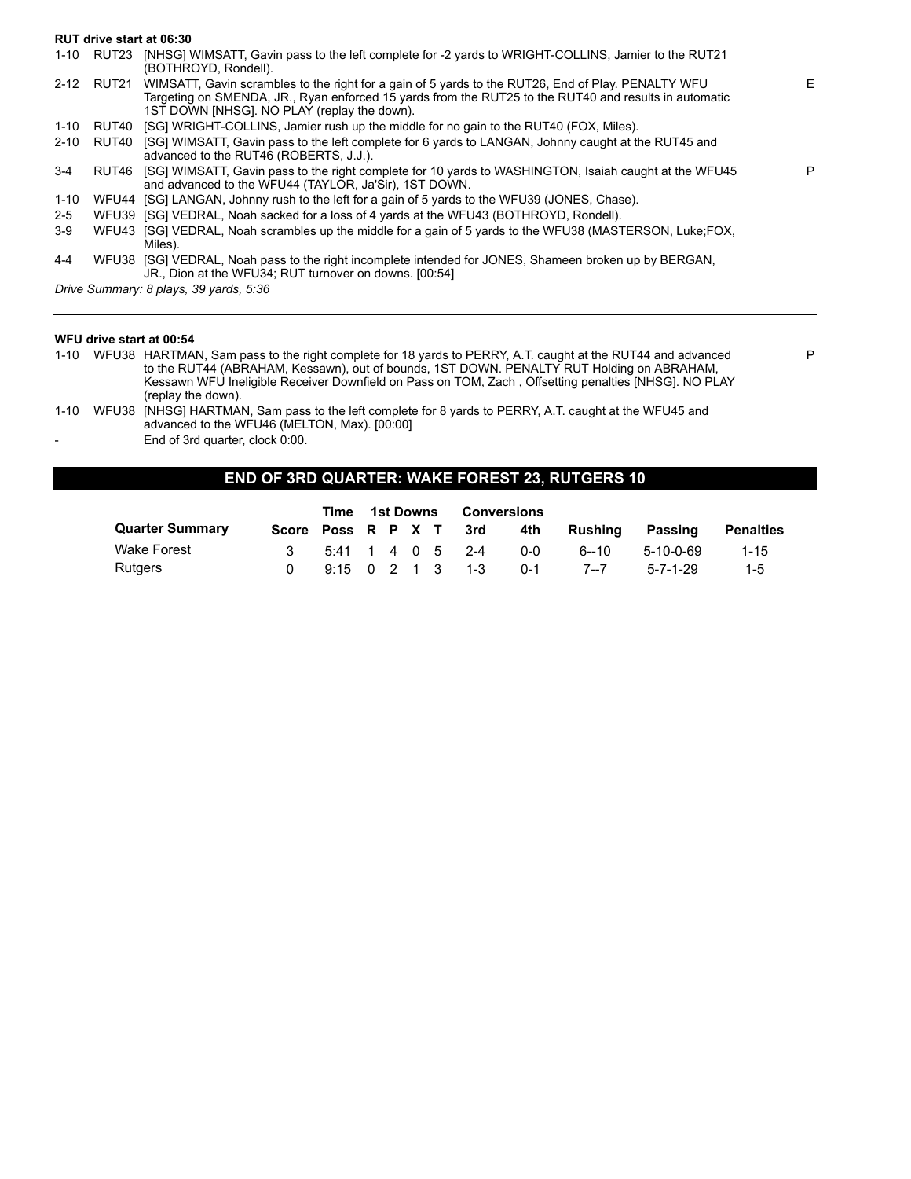**RUT drive start at 06:30**

| Down | Spot | Play | |
|---|---|---|---|
| 1-10 | RUT23 | [NHSG] WIMSATT, Gavin pass to the left complete for -2 yards to WRIGHT-COLLINS, Jamier to the RUT21 (BOTHROYD, Rondell). | |
| 2-12 | RUT21 | WIMSATT, Gavin scrambles to the right for a gain of 5 yards to the RUT26, End of Play. PENALTY WFU Targeting on SMENDA, JR., Ryan enforced 15 yards from the RUT25 to the RUT40 and results in automatic 1ST DOWN [NHSG]. NO PLAY (replay the down). | E |
| 1-10 | RUT40 | [SG] WRIGHT-COLLINS, Jamier rush up the middle for no gain to the RUT40 (FOX, Miles). | |
| 2-10 | RUT40 | [SG] WIMSATT, Gavin pass to the left complete for 6 yards to LANGAN, Johnny caught at the RUT45 and advanced to the RUT46 (ROBERTS, J.J.). | |
| 3-4 | RUT46 | [SG] WIMSATT, Gavin pass to the right complete for 10 yards to WASHINGTON, Isaiah caught at the WFU45 and advanced to the WFU44 (TAYLOR, Ja'Sir), 1ST DOWN. | P |
| 1-10 | WFU44 | [SG] LANGAN, Johnny rush to the left for a gain of 5 yards to the WFU39 (JONES, Chase). | |
| 2-5 | WFU39 | [SG] VEDRAL, Noah sacked for a loss of 4 yards at the WFU43 (BOTHROYD, Rondell). | |
| 3-9 | WFU43 | [SG] VEDRAL, Noah scrambles up the middle for a gain of 5 yards to the WFU38 (MASTERSON, Luke;FOX, Miles). | |
| 4-4 | WFU38 | [SG] VEDRAL, Noah pass to the right incomplete intended for JONES, Shameen broken up by BERGAN, JR., Dion at the WFU34; RUT turnover on downs. [00:54] | |

*Drive Summary: 8 plays, 39 yards, 5:36*

---

**WFU drive start at 00:54**

| Down | Spot | Play | |
|---|---|---|---|
| 1-10 | WFU38 | HARTMAN, Sam pass to the right complete for 18 yards to PERRY, A.T. caught at the RUT44 and advanced to the RUT44 (ABRAHAM, Kessawn), out of bounds, 1ST DOWN. PENALTY RUT Holding on ABRAHAM, Kessawn WFU Ineligible Receiver Downfield on Pass on TOM, Zach , Offsetting penalties [NHSG]. NO PLAY (replay the down). | P |
| 1-10 | WFU38 | [NHSG] HARTMAN, Sam pass to the left complete for 8 yards to PERRY, A.T. caught at the WFU45 and advanced to the WFU46 (MELTON, Max). [00:00] | |
| - | | End of 3rd quarter, clock 0:00. | |

## END OF 3RD QUARTER: WAKE FOREST 23, RUTGERS 10

| Quarter Summary | Score | Time Poss | 1st Downs R | P | X | T | Conversions 3rd | 4th | Rushing | Passing | Penalties |
|---|---|---|---|---|---|---|---|---|---|---|---|
| Wake Forest | 3 | 5:41 | 1 | 4 | 0 | 5 | 2-4 | 0-0 | 6--10 | 5-10-0-69 | 1-15 |
| Rutgers | 0 | 9:15 | 0 | 2 | 1 | 3 | 1-3 | 0-1 | 7--7 | 5-7-1-29 | 1-5 |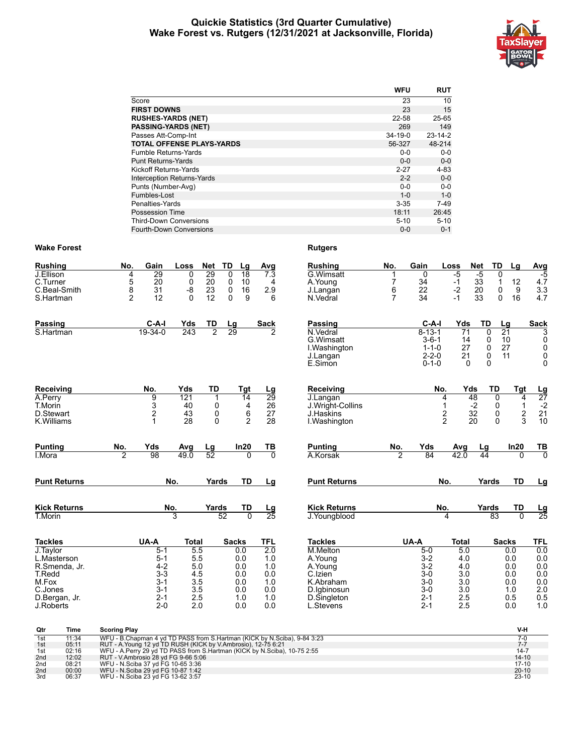# Quickie Statistics (3rd Quarter Cumulative)
## Wake Forest vs. Rutgers (12/31/2021 at Jacksonville, Florida)

| | WFU | RUT |
|---|---|---|
| Score | 23 | 10 |
| **FIRST DOWNS** | 23 | 15 |
| **RUSHES-YARDS (NET)** | 22-58 | 25-65 |
| **PASSING-YARDS (NET)** | 269 | 149 |
| Passes Att-Comp-Int | 34-19-0 | 23-14-2 |
| **TOTAL OFFENSE PLAYS-YARDS** | 56-327 | 48-214 |
| Fumble Returns-Yards | 0-0 | 0-0 |
| Punt Returns-Yards | 0-0 | 0-0 |
| Kickoff Returns-Yards | 2-27 | 4-83 |
| Interception Returns-Yards | 2-2 | 0-0 |
| Punts (Number-Avg) | 0-0 | 0-0 |
| Fumbles-Lost | 1-0 | 1-0 |
| Penalties-Yards | 3-35 | 7-49 |
| Possession Time | 18:11 | 26:45 |
| Third-Down Conversions | 5-10 | 5-10 |
| Fourth-Down Conversions | 0-0 | 0-1 |

## Wake Forest

| Rushing | No. | Gain | Loss | Net | TD | Lg | Avg |
|---|---|---|---|---|---|---|---|
| J.Ellison | 4 | 29 | 0 | 29 | 0 | 18 | 7.3 |
| C.Turner | 5 | 20 | 0 | 20 | 0 | 10 | 4 |
| C.Beal-Smith | 8 | 31 | -8 | 23 | 0 | 16 | 2.9 |
| S.Hartman | 2 | 12 | 0 | 12 | 0 | 9 | 6 |

| Passing | C-A-I | Yds | TD | Lg | Sack |
|---|---|---|---|---|---|
| S.Hartman | 19-34-0 | 243 | 2 | 29 | 2 |

| Receiving | No. | Yds | TD | Tgt | Lg |
|---|---|---|---|---|---|
| A.Perry | 9 | 121 | 1 | 14 | 29 |
| T.Morin | 3 | 40 | 0 | 4 | 26 |
| D.Stewart | 2 | 43 | 0 | 6 | 27 |
| K.Williams | 1 | 28 | 0 | 2 | 28 |

| Punting | No. | Yds | Avg | Lg | In20 | TB |
|---|---|---|---|---|---|---|
| I.Mora | 2 | 98 | 49.0 | 52 | 0 | 0 |

| Punt Returns | No. | Yards | TD | Lg |
|---|---|---|---|---|

| Kick Returns | No. | Yards | TD | Lg |
|---|---|---|---|---|
| T.Morin | 3 | 52 | 0 | 25 |

| Tackles | UA-A | Total | Sacks | TFL |
|---|---|---|---|---|
| J.Taylor | 5-1 | 5.5 | 0.0 | 2.0 |
| L.Masterson | 5-1 | 5.5 | 0.0 | 1.0 |
| R.Smenda, Jr. | 4-2 | 5.0 | 0.0 | 1.0 |
| T.Redd | 3-3 | 4.5 | 0.0 | 0.0 |
| M.Fox | 3-1 | 3.5 | 0.0 | 1.0 |
| C.Jones | 3-1 | 3.5 | 0.0 | 0.0 |
| D.Bergan, Jr. | 2-1 | 2.5 | 1.0 | 1.0 |
| J.Roberts | 2-0 | 2.0 | 0.0 | 0.0 |

## Rutgers

| Rushing | No. | Gain | Loss | Net | TD | Lg | Avg |
|---|---|---|---|---|---|---|---|
| G.Wimsatt | 1 | 0 | -5 | -5 | 0 | | -5 |
| A.Young | 7 | 34 | -1 | 33 | 1 | 12 | 4.7 |
| J.Langan | 6 | 22 | -2 | 20 | 0 | 9 | 3.3 |
| N.Vedral | 7 | 34 | -1 | 33 | 0 | 16 | 4.7 |

| Passing | C-A-I | Yds | TD | Lg | Sack |
|---|---|---|---|---|---|
| N.Vedral | 8-13-1 | 71 | 0 | 21 | 3 |
| G.Wimsatt | 3-6-1 | 14 | 0 | 10 | 0 |
| I.Washington | 1-1-0 | 27 | 0 | 27 | 0 |
| J.Langan | 2-2-0 | 21 | 0 | 11 | 0 |
| E.Simon | 0-1-0 | 0 | 0 | | 0 |

| Receiving | No. | Yds | TD | Tgt | Lg |
|---|---|---|---|---|---|
| J.Langan | 4 | 48 | 0 | 4 | 27 |
| J.Wright-Collins | 1 | -2 | 0 | 1 | -2 |
| J.Haskins | 2 | 32 | 0 | 2 | 21 |
| I.Washington | 2 | 20 | 0 | 3 | 10 |

| Punting | No. | Yds | Avg | Lg | In20 | TB |
|---|---|---|---|---|---|---|
| A.Korsak | 2 | 84 | 42.0 | 44 | 0 | 0 |

| Punt Returns | No. | Yards | TD | Lg |
|---|---|---|---|---|

| Kick Returns | No. | Yards | TD | Lg |
|---|---|---|---|---|
| J.Youngblood | 4 | 83 | 0 | 25 |

| Tackles | UA-A | Total | Sacks | TFL |
|---|---|---|---|---|
| M.Melton | 5-0 | 5.0 | 0.0 | 0.0 |
| A.Young | 3-2 | 4.0 | 0.0 | 0.0 |
| A.Young | 3-2 | 4.0 | 0.0 | 0.0 |
| C.Izien | 3-0 | 3.0 | 0.0 | 0.0 |
| K.Abraham | 3-0 | 3.0 | 0.0 | 0.0 |
| D.Igbinosun | 3-0 | 3.0 | 1.0 | 2.0 |
| D.Singleton | 2-1 | 2.5 | 0.5 | 0.5 |
| L.Stevens | 2-1 | 2.5 | 0.0 | 1.0 |

## Scoring Plays

| Qtr | Time | Scoring Play | V-H |
|---|---|---|---|
| 1st | 11:34 | WFU - B.Chapman 4 yd TD PASS from S.Hartman (KICK by N.Sciba), 9-84 3:23 | 7-0 |
| 1st | 05:11 | RUT - A.Young 12 yd TD RUSH (KICK by V.Ambrosio), 12-75 6:21 | 7-7 |
| 1st | 02:16 | WFU - A.Perry 29 yd TD PASS from S.Hartman (KICK by N.Sciba), 10-75 2:55 | 14-7 |
| 2nd | 12:02 | RUT - V.Ambrosio 28 yd FG 9-66 5:06 | 14-10 |
| 2nd | 08:21 | WFU - N.Sciba 37 yd FG 10-65 3:36 | 17-10 |
| 2nd | 00:00 | WFU - N.Sciba 29 yd FG 10-87 1:42 | 20-10 |
| 3rd | 06:37 | WFU - N.Sciba 23 yd FG 13-62 3:57 | 23-10 |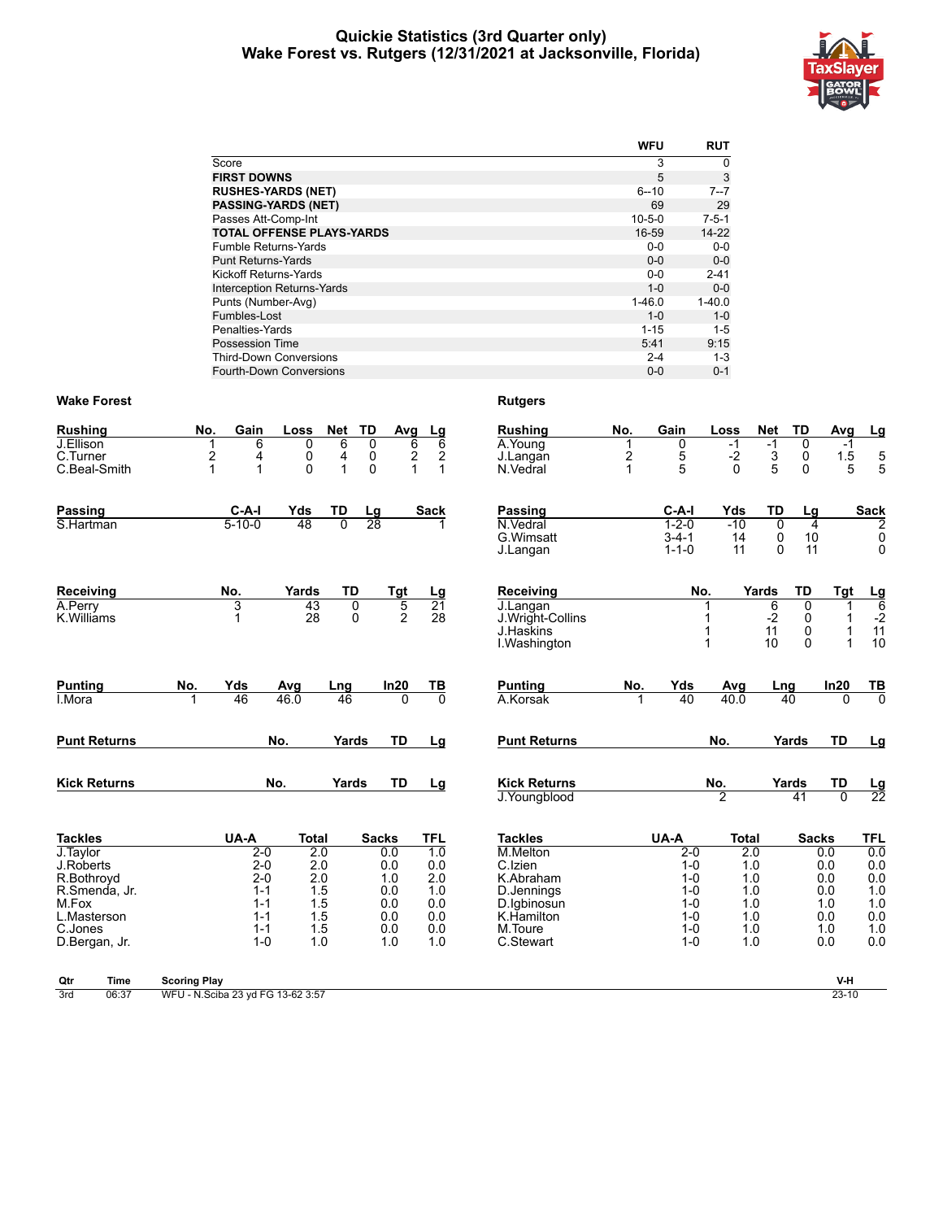# Quickie Statistics (3rd Quarter only)
## Wake Forest vs. Rutgers (12/31/2021 at Jacksonville, Florida)

| | WFU | RUT |
|---|---|---|
| Score | 3 | 0 |
| **FIRST DOWNS** | 5 | 3 |
| **RUSHES-YARDS (NET)** | 6--10 | 7--7 |
| **PASSING-YARDS (NET)** | 69 | 29 |
| Passes Att-Comp-Int | 10-5-0 | 7-5-1 |
| **TOTAL OFFENSE PLAYS-YARDS** | 16-59 | 14-22 |
| Fumble Returns-Yards | 0-0 | 0-0 |
| Punt Returns-Yards | 0-0 | 0-0 |
| Kickoff Returns-Yards | 0-0 | 2-41 |
| Interception Returns-Yards | 1-0 | 0-0 |
| Punts (Number-Avg) | 1-46.0 | 1-40.0 |
| Fumbles-Lost | 1-0 | 1-0 |
| Penalties-Yards | 1-15 | 1-5 |
| Possession Time | 5:41 | 9:15 |
| Third-Down Conversions | 2-4 | 1-3 |
| Fourth-Down Conversions | 0-0 | 0-1 |

### Wake Forest

| Rushing | No. | Gain | Loss | Net | TD | Avg | Lg |
|---|---|---|---|---|---|---|---|
| J.Ellison | 1 | 6 | 0 | 6 | 0 | 6 | 6 |
| C.Turner | 2 | 4 | 0 | 4 | 0 | 2 | 2 |
| C.Beal-Smith | 1 | 1 | 0 | 1 | 0 | 1 | 1 |

| Passing | C-A-I | Yds | TD | Lg | Sack |
|---|---|---|---|---|---|
| S.Hartman | 5-10-0 | 48 | 0 | 28 | 1 |

| Receiving | No. | Yards | TD | Tgt | Lg |
|---|---|---|---|---|---|
| A.Perry | 3 | 43 | 0 | 5 | 21 |
| K.Williams | 1 | 28 | 0 | 2 | 28 |

| Punting | No. | Yds | Avg | Lng | In20 | TB |
|---|---|---|---|---|---|---|
| I.Mora | 1 | 46 | 46.0 | 46 | 0 | 0 |

| Punt Returns | No. | Yards | TD | Lg |
|---|---|---|---|---|

| Kick Returns | No. | Yards | TD | Lg |
|---|---|---|---|---|

| Tackles | UA-A | Total | Sacks | TFL |
|---|---|---|---|---|
| J.Taylor | 2-0 | 2.0 | 0.0 | 1.0 |
| J.Roberts | 2-0 | 2.0 | 0.0 | 0.0 |
| R.Bothroyd | 2-0 | 2.0 | 1.0 | 2.0 |
| R.Smenda, Jr. | 1-1 | 1.5 | 0.0 | 1.0 |
| M.Fox | 1-1 | 1.5 | 0.0 | 0.0 |
| L.Masterson | 1-1 | 1.5 | 0.0 | 0.0 |
| C.Jones | 1-1 | 1.5 | 0.0 | 0.0 |
| D.Bergan, Jr. | 1-0 | 1.0 | 1.0 | 1.0 |

### Rutgers

| Rushing | No. | Gain | Loss | Net | TD | Avg | Lg |
|---|---|---|---|---|---|---|---|
| A.Young | 1 | 0 | -1 | -1 | 0 | -1 | |
| J.Langan | 2 | 5 | -2 | 3 | 0 | 1.5 | 5 |
| N.Vedral | 1 | 5 | 0 | 5 | 0 | 5 | 5 |

| Passing | C-A-I | Yds | TD | Lg | Sack |
|---|---|---|---|---|---|
| N.Vedral | 1-2-0 | -10 | 0 | 4 | 2 |
| G.Wimsatt | 3-4-1 | 14 | 0 | 10 | 0 |
| J.Langan | 1-1-0 | 11 | 0 | 11 | 0 |

| Receiving | No. | Yards | TD | Tgt | Lg |
|---|---|---|---|---|---|
| J.Langan | 1 | 6 | 0 | 1 | 6 |
| J.Wright-Collins | 1 | -2 | 0 | 1 | -2 |
| J.Haskins | 1 | 11 | 0 | 1 | 11 |
| I.Washington | 1 | 10 | 0 | 1 | 10 |

| Punting | No. | Yds | Avg | Lng | In20 | TB |
|---|---|---|---|---|---|---|
| A.Korsak | 1 | 40 | 40.0 | 40 | 0 | 0 |

| Punt Returns | No. | Yards | TD | Lg |
|---|---|---|---|---|

| Kick Returns | No. | Yards | TD | Lg |
|---|---|---|---|---|
| J.Youngblood | 2 | 41 | 0 | 22 |

| Tackles | UA-A | Total | Sacks | TFL |
|---|---|---|---|---|
| M.Melton | 2-0 | 2.0 | 0.0 | 0.0 |
| C.Izien | 1-0 | 1.0 | 0.0 | 0.0 |
| K.Abraham | 1-0 | 1.0 | 0.0 | 0.0 |
| D.Jennings | 1-0 | 1.0 | 0.0 | 1.0 |
| D.Igbinosun | 1-0 | 1.0 | 1.0 | 1.0 |
| K.Hamilton | 1-0 | 1.0 | 0.0 | 0.0 |
| M.Toure | 1-0 | 1.0 | 1.0 | 1.0 |
| C.Stewart | 1-0 | 1.0 | 0.0 | 0.0 |

| Qtr | Time | Scoring Play | V-H |
|---|---|---|---|
| 3rd | 06:37 | WFU - N.Sciba 23 yd FG 13-62 3:57 | 23-10 |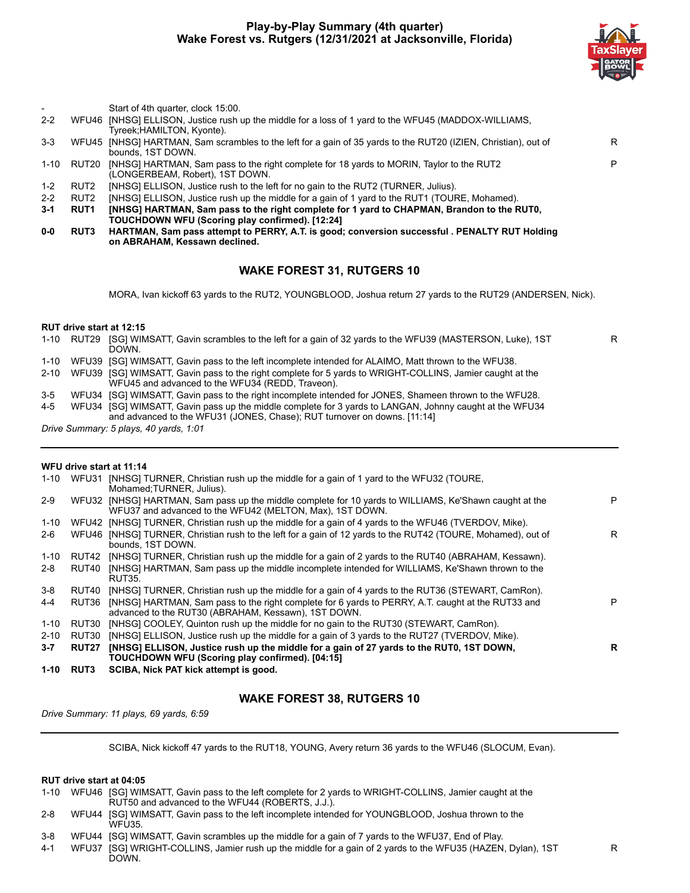# Play-by-Play Summary (4th quarter)
## Wake Forest vs. Rutgers (12/31/2021 at Jacksonville, Florida)

| | | | |
|---|---|---|---|
| - | | Start of 4th quarter, clock 15:00. | |
| 2-2 | WFU46 | [NHSG] ELLISON, Justice rush up the middle for a loss of 1 yard to the WFU45 (MADDOX-WILLIAMS, Tyreek;HAMILTON, Kyonte). | |
| 3-3 | WFU45 | [NHSG] HARTMAN, Sam scrambles to the left for a gain of 35 yards to the RUT20 (IZIEN, Christian), out of bounds, 1ST DOWN. | R |
| 1-10 | RUT20 | [NHSG] HARTMAN, Sam pass to the right complete for 18 yards to MORIN, Taylor to the RUT2 (LONGERBEAM, Robert), 1ST DOWN. | P |
| 1-2 | RUT2 | [NHSG] ELLISON, Justice rush to the left for no gain to the RUT2 (TURNER, Julius). | |
| 2-2 | RUT2 | [NHSG] ELLISON, Justice rush up the middle for a gain of 1 yard to the RUT1 (TOURE, Mohamed). | |
| **3-1** | **RUT1** | **[NHSG] HARTMAN, Sam pass to the right complete for 1 yard to CHAPMAN, Brandon to the RUT0, TOUCHDOWN WFU (Scoring play confirmed). [12:24]** | |
| **0-0** | **RUT3** | **HARTMAN, Sam pass attempt to PERRY, A.T. is good; conversion successful . PENALTY RUT Holding on ABRAHAM, Kessawn declined.** | |

### WAKE FOREST 31, RUTGERS 10

MORA, Ivan kickoff 63 yards to the RUT2, YOUNGBLOOD, Joshua return 27 yards to the RUT29 (ANDERSEN, Nick).

**RUT drive start at 12:15**

| | | | |
|---|---|---|---|
| 1-10 | RUT29 | [SG] WIMSATT, Gavin scrambles to the left for a gain of 32 yards to the WFU39 (MASTERSON, Luke), 1ST DOWN. | R |
| 1-10 | WFU39 | [SG] WIMSATT, Gavin pass to the left incomplete intended for ALAIMO, Matt thrown to the WFU38. | |
| 2-10 | WFU39 | [SG] WIMSATT, Gavin pass to the right complete for 5 yards to WRIGHT-COLLINS, Jamier caught at the WFU45 and advanced to the WFU34 (REDD, Traveon). | |
| 3-5 | WFU34 | [SG] WIMSATT, Gavin pass to the right incomplete intended for JONES, Shameen thrown to the WFU28. | |
| 4-5 | WFU34 | [SG] WIMSATT, Gavin pass up the middle complete for 3 yards to LANGAN, Johnny caught at the WFU34 and advanced to the WFU31 (JONES, Chase); RUT turnover on downs. [11:14] | |

*Drive Summary: 5 plays, 40 yards, 1:01*

**WFU drive start at 11:14**

| | | | |
|---|---|---|---|
| 1-10 | WFU31 | [NHSG] TURNER, Christian rush up the middle for a gain of 1 yard to the WFU32 (TOURE, Mohamed;TURNER, Julius). | |
| 2-9 | WFU32 | [NHSG] HARTMAN, Sam pass up the middle complete for 10 yards to WILLIAMS, Ke'Shawn caught at the WFU37 and advanced to the WFU42 (MELTON, Max), 1ST DOWN. | P |
| 1-10 | WFU42 | [NHSG] TURNER, Christian rush up the middle for a gain of 4 yards to the WFU46 (TVERDOV, Mike). | |
| 2-6 | WFU46 | [NHSG] TURNER, Christian rush to the left for a gain of 12 yards to the RUT42 (TOURE, Mohamed), out of bounds, 1ST DOWN. | R |
| 1-10 | RUT42 | [NHSG] TURNER, Christian rush up the middle for a gain of 2 yards to the RUT40 (ABRAHAM, Kessawn). | |
| 2-8 | RUT40 | [NHSG] HARTMAN, Sam pass up the middle incomplete intended for WILLIAMS, Ke'Shawn thrown to the RUT35. | |
| 3-8 | RUT40 | [NHSG] TURNER, Christian rush up the middle for a gain of 4 yards to the RUT36 (STEWART, CamRon). | |
| 4-4 | RUT36 | [NHSG] HARTMAN, Sam pass to the right complete for 6 yards to PERRY, A.T. caught at the RUT33 and advanced to the RUT30 (ABRAHAM, Kessawn), 1ST DOWN. | P |
| 1-10 | RUT30 | [NHSG] COOLEY, Quinton rush up the middle for no gain to the RUT30 (STEWART, CamRon). | |
| 2-10 | RUT30 | [NHSG] ELLISON, Justice rush up the middle for a gain of 3 yards to the RUT27 (TVERDOV, Mike). | |
| **3-7** | **RUT27** | **[NHSG] ELLISON, Justice rush up the middle for a gain of 27 yards to the RUT0, 1ST DOWN, TOUCHDOWN WFU (Scoring play confirmed). [04:15]** | **R** |
| **1-10** | **RUT3** | **SCIBA, Nick PAT kick attempt is good.** | |

### WAKE FOREST 38, RUTGERS 10

*Drive Summary: 11 plays, 69 yards, 6:59*

SCIBA, Nick kickoff 47 yards to the RUT18, YOUNG, Avery return 36 yards to the WFU46 (SLOCUM, Evan).

**RUT drive start at 04:05**

| | | | |
|---|---|---|---|
| 1-10 | WFU46 | [SG] WIMSATT, Gavin pass to the left complete for 2 yards to WRIGHT-COLLINS, Jamier caught at the RUT50 and advanced to the WFU44 (ROBERTS, J.J.). | |
| 2-8 | WFU44 | [SG] WIMSATT, Gavin pass to the left incomplete intended for YOUNGBLOOD, Joshua thrown to the WFU35. | |
| 3-8 | WFU44 | [SG] WIMSATT, Gavin scrambles up the middle for a gain of 7 yards to the WFU37, End of Play. | |
| 4-1 | WFU37 | [SG] WRIGHT-COLLINS, Jamier rush up the middle for a gain of 2 yards to the WFU35 (HAZEN, Dylan), 1ST DOWN. | R |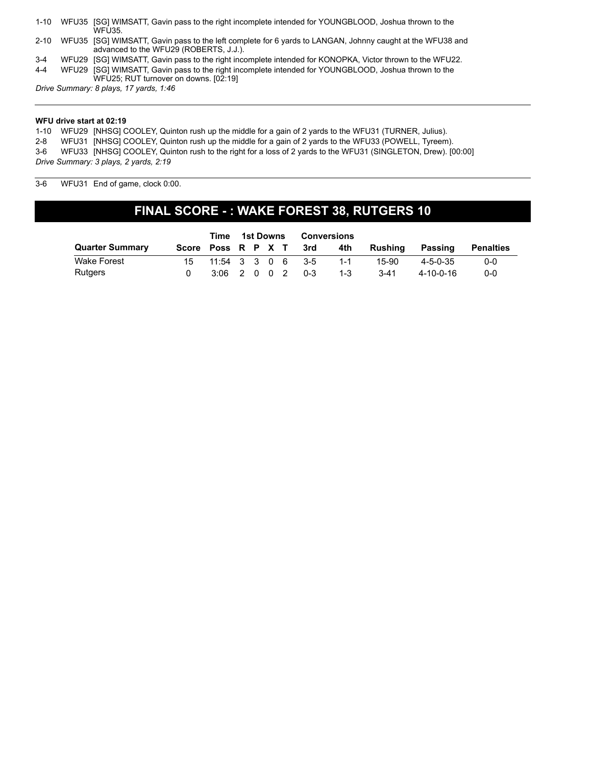1-10 WFU35 [SG] WIMSATT, Gavin pass to the right incomplete intended for YOUNGBLOOD, Joshua thrown to the WFU35.

2-10 WFU35 [SG] WIMSATT, Gavin pass to the left complete for 6 yards to LANGAN, Johnny caught at the WFU38 and advanced to the WFU29 (ROBERTS, J.J.).

3-4 WFU29 [SG] WIMSATT, Gavin pass to the right incomplete intended for KONOPKA, Victor thrown to the WFU22.

4-4 WFU29 [SG] WIMSATT, Gavin pass to the right incomplete intended for YOUNGBLOOD, Joshua thrown to the WFU25; RUT turnover on downs. [02:19]

*Drive Summary: 8 plays, 17 yards, 1:46*

---

**WFU drive start at 02:19**

1-10 WFU29 [NHSG] COOLEY, Quinton rush up the middle for a gain of 2 yards to the WFU31 (TURNER, Julius).

2-8 WFU31 [NHSG] COOLEY, Quinton rush up the middle for a gain of 2 yards to the WFU33 (POWELL, Tyreem).

3-6 WFU33 [NHSG] COOLEY, Quinton rush to the right for a loss of 2 yards to the WFU31 (SINGLETON, Drew). [00:00]

*Drive Summary: 3 plays, 2 yards, 2:19*

---

3-6 WFU31 End of game, clock 0:00.

## FINAL SCORE - : WAKE FOREST 38, RUTGERS 10

| | | Time | 1st Downs | | | | Conversions | | | | |
|---|---|---|---|---|---|---|---|---|---|---|---|
| **Quarter Summary** | **Score** | **Poss** | **R** | **P** | **X** | **T** | **3rd** | **4th** | **Rushing** | **Passing** | **Penalties** |
| Wake Forest | 15 | 11:54 | 3 | 3 | 0 | 6 | 3-5 | 1-1 | 15-90 | 4-5-0-35 | 0-0 |
| Rutgers | 0 | 3:06 | 2 | 0 | 0 | 2 | 0-3 | 1-3 | 3-41 | 4-10-0-16 | 0-0 |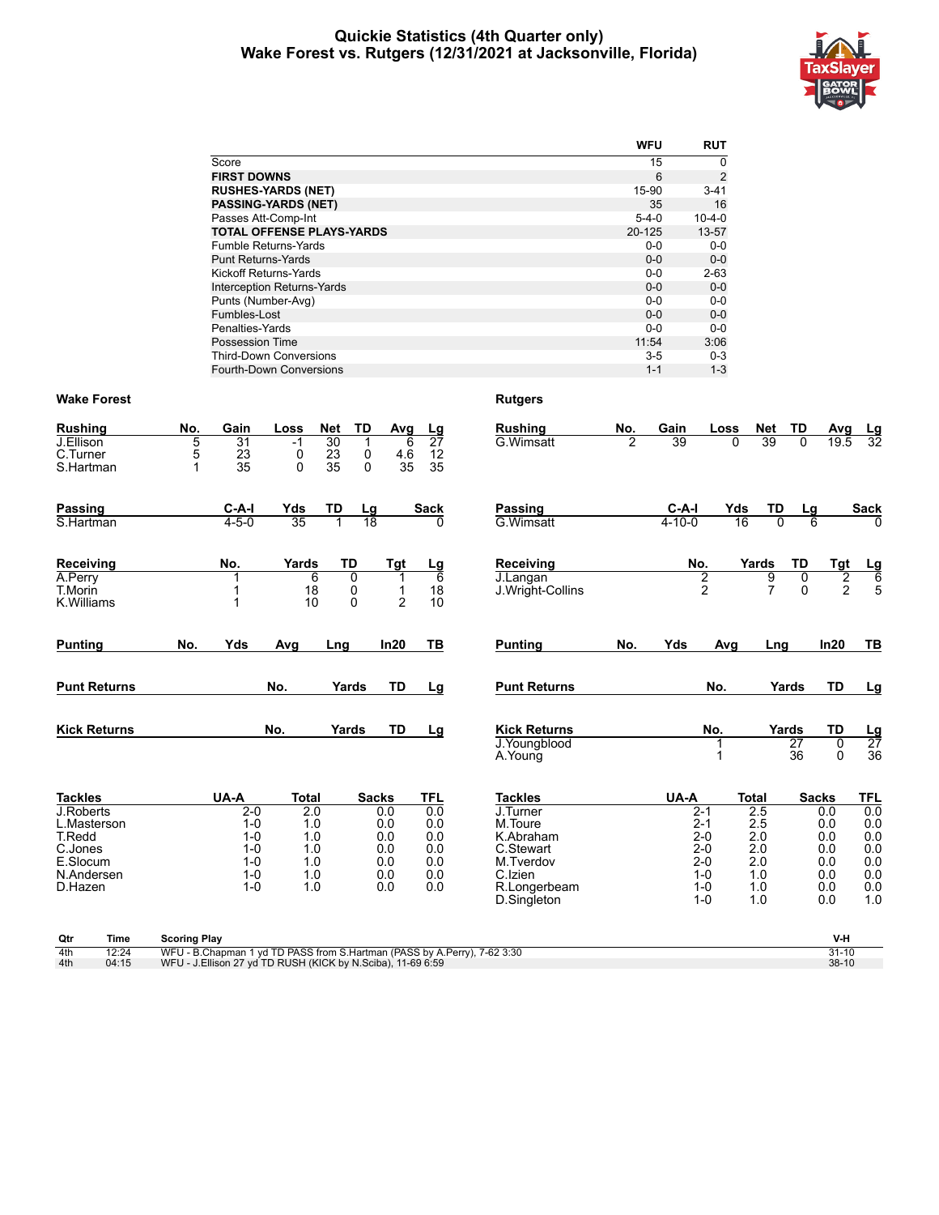# Quickie Statistics (4th Quarter only)
## Wake Forest vs. Rutgers (12/31/2021 at Jacksonville, Florida)

| | WFU | RUT |
|---|---|---|
| Score | 15 | 0 |
| **FIRST DOWNS** | 6 | 2 |
| **RUSHES-YARDS (NET)** | 15-90 | 3-41 |
| **PASSING-YARDS (NET)** | 35 | 16 |
| Passes Att-Comp-Int | 5-4-0 | 10-4-0 |
| **TOTAL OFFENSE PLAYS-YARDS** | 20-125 | 13-57 |
| Fumble Returns-Yards | 0-0 | 0-0 |
| Punt Returns-Yards | 0-0 | 0-0 |
| Kickoff Returns-Yards | 0-0 | 2-63 |
| Interception Returns-Yards | 0-0 | 0-0 |
| Punts (Number-Avg) | 0-0 | 0-0 |
| Fumbles-Lost | 0-0 | 0-0 |
| Penalties-Yards | 0-0 | 0-0 |
| Possession Time | 11:54 | 3:06 |
| Third-Down Conversions | 3-5 | 0-3 |
| Fourth-Down Conversions | 1-1 | 1-3 |

### Wake Forest

| Rushing | No. | Gain | Loss | Net | TD | Avg | Lg |
|---|---|---|---|---|---|---|---|
| J.Ellison | 5 | 31 | -1 | 30 | 1 | 6 | 27 |
| C.Turner | 5 | 23 | 0 | 23 | 0 | 4.6 | 12 |
| S.Hartman | 1 | 35 | 0 | 35 | 0 | 35 | 35 |

| Passing | C-A-I | Yds | TD | Lg | Sack |
|---|---|---|---|---|---|
| S.Hartman | 4-5-0 | 35 | 1 | 18 | 0 |

| Receiving | No. | Yards | TD | Tgt | Lg |
|---|---|---|---|---|---|
| A.Perry | 1 | 6 | 0 | 1 | 6 |
| T.Morin | 1 | 18 | 0 | 1 | 18 |
| K.Williams | 1 | 10 | 0 | 2 | 10 |

| Punting | No. | Yds | Avg | Lng | In20 | TB |
|---|---|---|---|---|---|---|

| Punt Returns | No. | Yards | TD | Lg |
|---|---|---|---|---|

| Kick Returns | No. | Yards | TD | Lg |
|---|---|---|---|---|

| Tackles | UA-A | Total | Sacks | TFL |
|---|---|---|---|---|
| J.Roberts | 2-0 | 2.0 | 0.0 | 0.0 |
| L.Masterson | 1-0 | 1.0 | 0.0 | 0.0 |
| T.Redd | 1-0 | 1.0 | 0.0 | 0.0 |
| C.Jones | 1-0 | 1.0 | 0.0 | 0.0 |
| E.Slocum | 1-0 | 1.0 | 0.0 | 0.0 |
| N.Andersen | 1-0 | 1.0 | 0.0 | 0.0 |
| D.Hazen | 1-0 | 1.0 | 0.0 | 0.0 |

### Rutgers

| Rushing | No. | Gain | Loss | Net | TD | Avg | Lg |
|---|---|---|---|---|---|---|---|
| G.Wimsatt | 2 | 39 | 0 | 39 | 0 | 19.5 | 32 |

| Passing | C-A-I | Yds | TD | Lg | Sack |
|---|---|---|---|---|---|
| G.Wimsatt | 4-10-0 | 16 | 0 | 6 | 0 |

| Receiving | No. | Yards | TD | Tgt | Lg |
|---|---|---|---|---|---|
| J.Langan | 2 | 9 | 0 | 2 | 6 |
| J.Wright-Collins | 2 | 7 | 0 | 2 | 5 |

| Punting | No. | Yds | Avg | Lng | In20 | TB |
|---|---|---|---|---|---|---|

| Punt Returns | No. | Yards | TD | Lg |
|---|---|---|---|---|

| Kick Returns | No. | Yards | TD | Lg |
|---|---|---|---|---|
| J.Youngblood | 1 | 27 | 0 | 27 |
| A.Young | 1 | 36 | 0 | 36 |

| Tackles | UA-A | Total | Sacks | TFL |
|---|---|---|---|---|
| J.Turner | 2-1 | 2.5 | 0.0 | 0.0 |
| M.Toure | 2-1 | 2.5 | 0.0 | 0.0 |
| K.Abraham | 2-0 | 2.0 | 0.0 | 0.0 |
| C.Stewart | 2-0 | 2.0 | 0.0 | 0.0 |
| M.Tverdov | 2-0 | 2.0 | 0.0 | 0.0 |
| C.Izien | 1-0 | 1.0 | 0.0 | 0.0 |
| R.Longerbeam | 1-0 | 1.0 | 0.0 | 0.0 |
| D.Singleton | 1-0 | 1.0 | 0.0 | 1.0 |

| Qtr | Time | Scoring Play | V-H |
|---|---|---|---|
| 4th | 12:24 | WFU - B.Chapman 1 yd TD PASS from S.Hartman (PASS by A.Perry), 7-62 3:30 | 31-10 |
| 4th | 04:15 | WFU - J.Ellison 27 yd TD RUSH (KICK by N.Sciba), 11-69 6:59 | 38-10 |